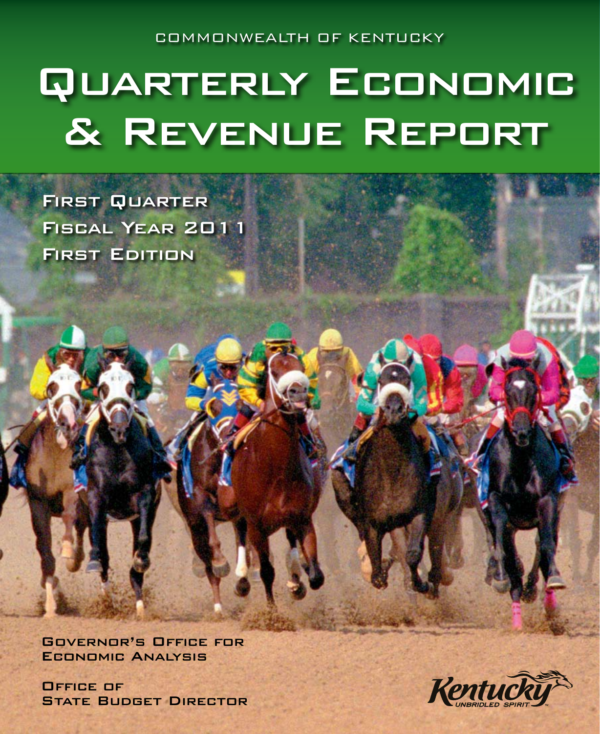COMMONWEALTH OF KENTUCKY

# Quarterly Economic & Revenue Report

First Quarter
Fiscal Year 2011
First Edition

Governor's Office for Economic Analysis

Office of State Budget Director

Kentucky
UNBRIDLED SPIRIT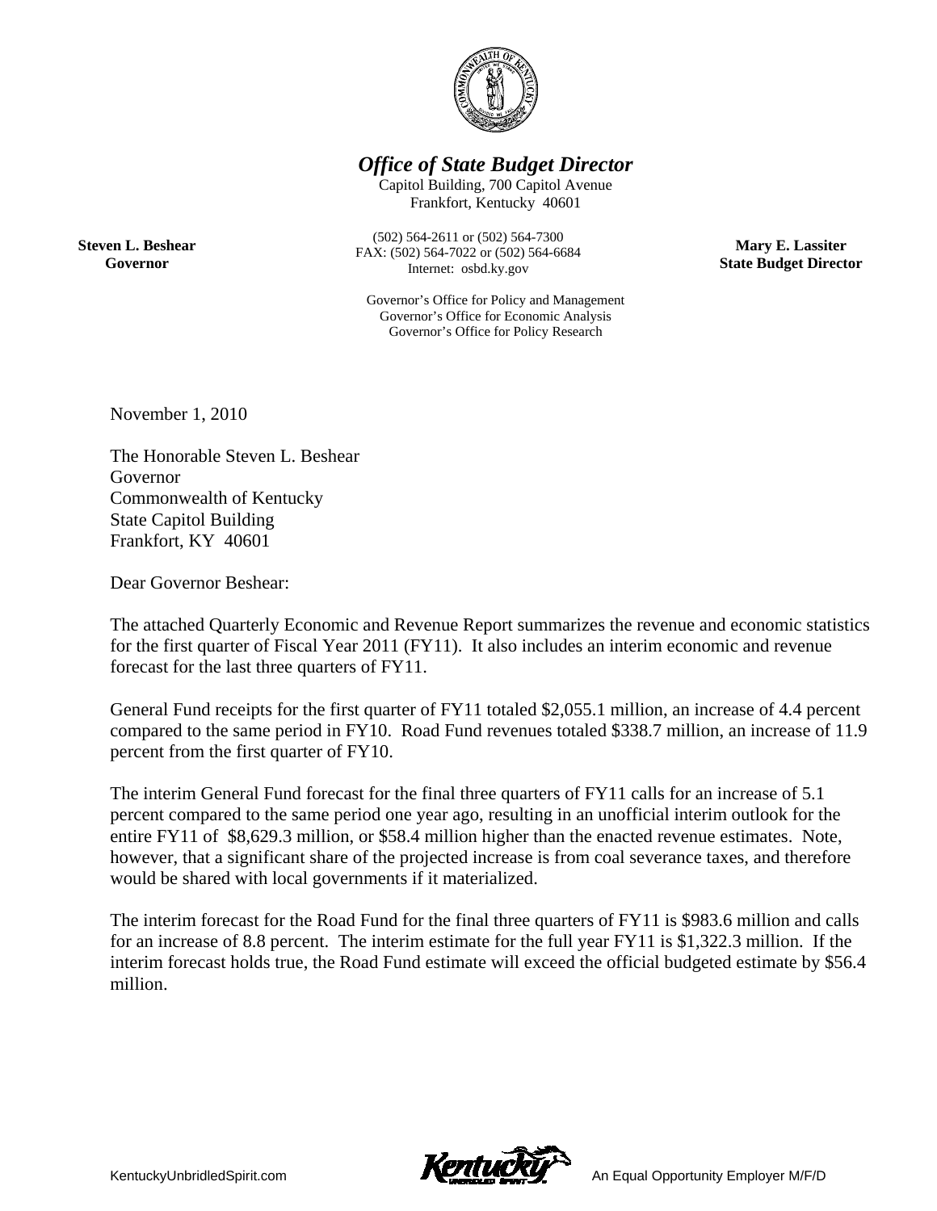# *Office of State Budget Director*

Capitol Building, 700 Capitol Avenue
Frankfort, Kentucky 40601

(502) 564-2611 or (502) 564-7300
FAX: (502) 564-7022 or (502) 564-6684
Internet: osbd.ky.gov

Governor's Office for Policy and Management
Governor's Office for Economic Analysis
Governor's Office for Policy Research

**Steven L. Beshear**
**Governor**

**Mary E. Lassiter**
**State Budget Director**

November 1, 2010

The Honorable Steven L. Beshear
Governor
Commonwealth of Kentucky
State Capitol Building
Frankfort, KY 40601

Dear Governor Beshear:

The attached Quarterly Economic and Revenue Report summarizes the revenue and economic statistics for the first quarter of Fiscal Year 2011 (FY11). It also includes an interim economic and revenue forecast for the last three quarters of FY11.

General Fund receipts for the first quarter of FY11 totaled $2,055.1 million, an increase of 4.4 percent compared to the same period in FY10. Road Fund revenues totaled $338.7 million, an increase of 11.9 percent from the first quarter of FY10.

The interim General Fund forecast for the final three quarters of FY11 calls for an increase of 5.1 percent compared to the same period one year ago, resulting in an unofficial interim outlook for the entire FY11 of $8,629.3 million, or $58.4 million higher than the enacted revenue estimates. Note, however, that a significant share of the projected increase is from coal severance taxes, and therefore would be shared with local governments if it materialized.

The interim forecast for the Road Fund for the final three quarters of FY11 is $983.6 million and calls for an increase of 8.8 percent. The interim estimate for the full year FY11 is $1,322.3 million. If the interim forecast holds true, the Road Fund estimate will exceed the official budgeted estimate by $56.4 million.

KentuckyUnbridledSpirit.com

An Equal Opportunity Employer M/F/D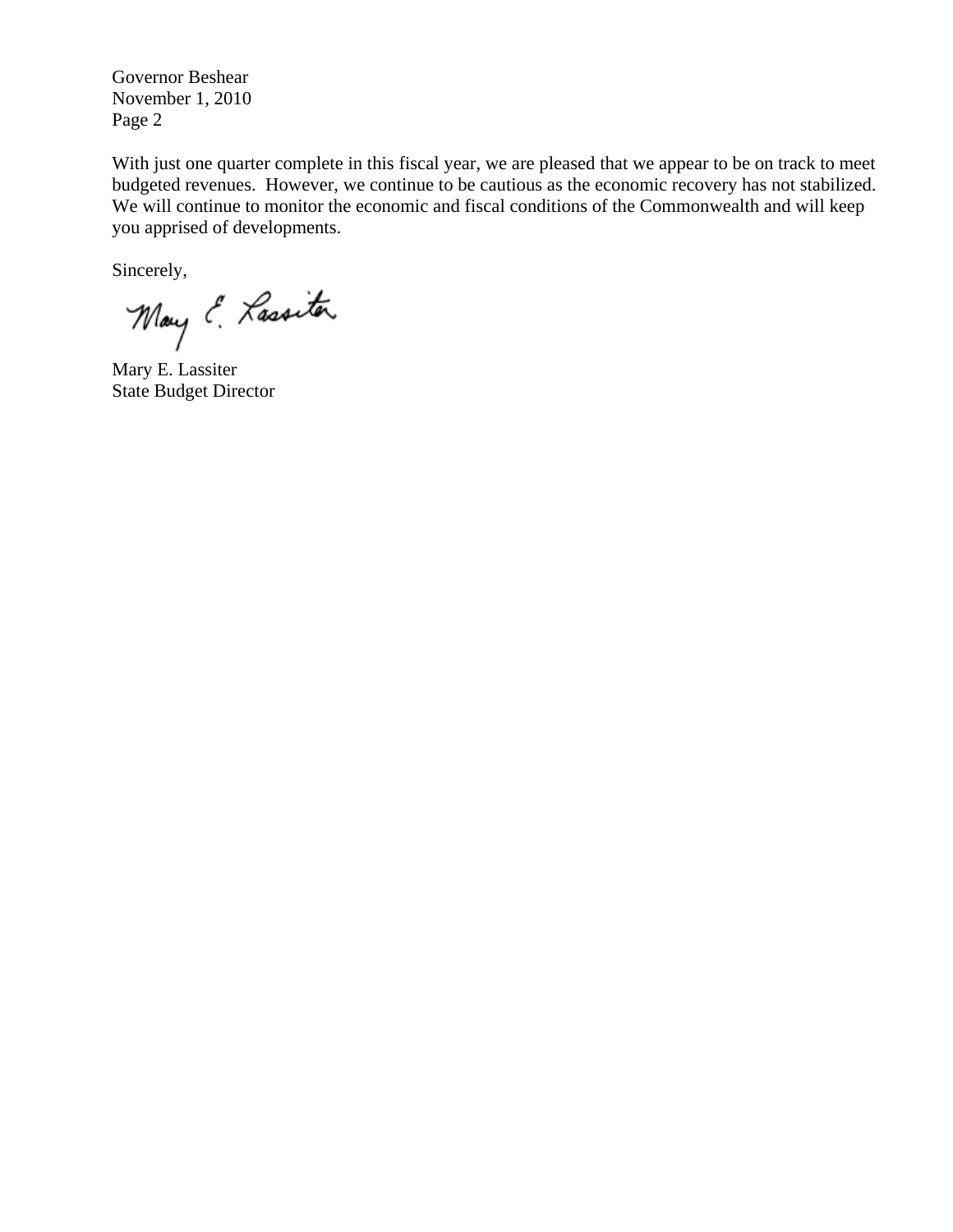With just one quarter complete in this fiscal year, we are pleased that we appear to be on track to meet budgeted revenues. However, we continue to be cautious as the economic recovery has not stabilized. We will continue to monitor the economic and fiscal conditions of the Commonwealth and will keep you apprised of developments.

Sincerely,

Mary E. Lassiter
State Budget Director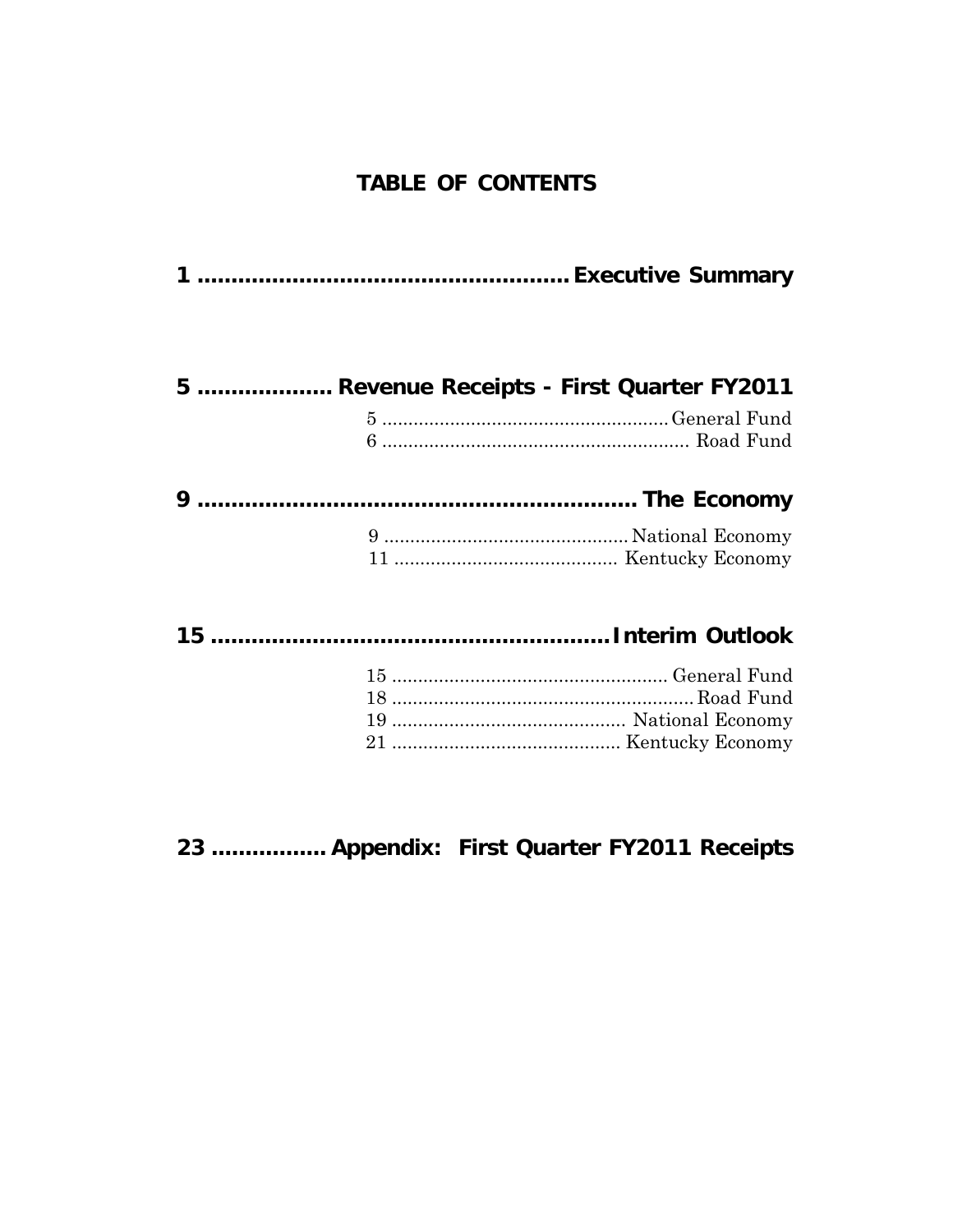# TABLE OF CONTENTS

**1 ....................................................... Executive Summary**

**5 .................... Revenue Receipts - First Quarter FY2011**

5 ....................................................... General Fund
6 ....................................................... Road Fund

**9 ....................................................... The Economy**

9 ....................................................... National Economy
11 ....................................................... Kentucky Economy

**15 ....................................................... Interim Outlook**

15 ....................................................... General Fund
18 ....................................................... Road Fund
19 ....................................................... National Economy
21 ....................................................... Kentucky Economy

**23 ................ Appendix: First Quarter FY2011 Receipts**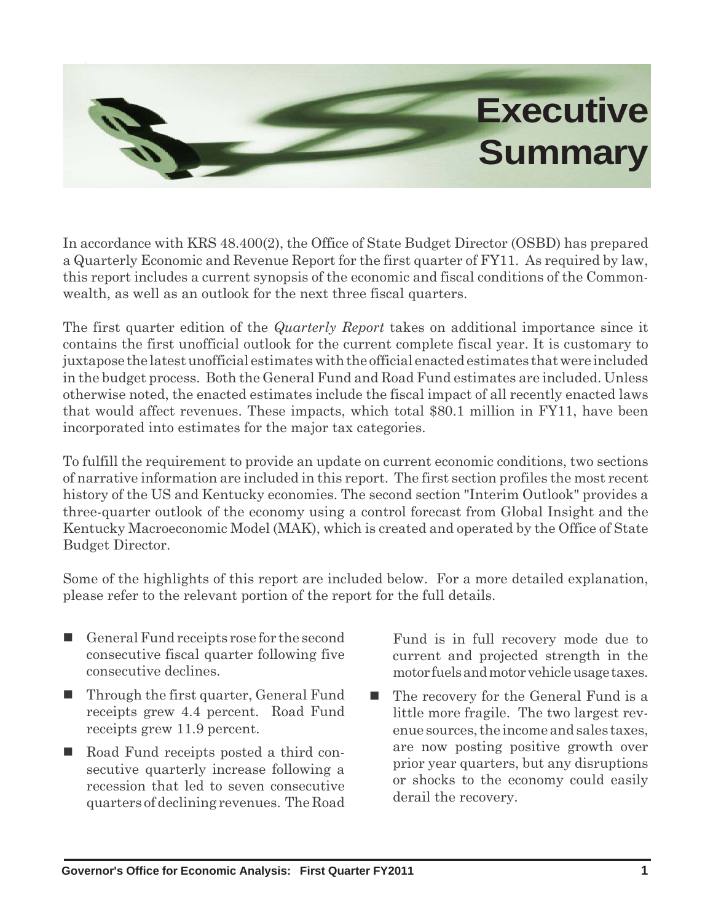# Executive Summary

In accordance with KRS 48.400(2), the Office of State Budget Director (OSBD) has prepared a Quarterly Economic and Revenue Report for the first quarter of FY11. As required by law, this report includes a current synopsis of the economic and fiscal conditions of the Commonwealth, as well as an outlook for the next three fiscal quarters.

The first quarter edition of the *Quarterly Report* takes on additional importance since it contains the first unofficial outlook for the current complete fiscal year. It is customary to juxtapose the latest unofficial estimates with the official enacted estimates that were included in the budget process. Both the General Fund and Road Fund estimates are included. Unless otherwise noted, the enacted estimates include the fiscal impact of all recently enacted laws that would affect revenues. These impacts, which total $80.1 million in FY11, have been incorporated into estimates for the major tax categories.

To fulfill the requirement to provide an update on current economic conditions, two sections of narrative information are included in this report. The first section profiles the most recent history of the US and Kentucky economies. The second section "Interim Outlook" provides a three-quarter outlook of the economy using a control forecast from Global Insight and the Kentucky Macroeconomic Model (MAK), which is created and operated by the Office of State Budget Director.

Some of the highlights of this report are included below. For a more detailed explanation, please refer to the relevant portion of the report for the full details.

- General Fund receipts rose for the second consecutive fiscal quarter following five consecutive declines.
- Through the first quarter, General Fund receipts grew 4.4 percent. Road Fund receipts grew 11.9 percent.
- Road Fund receipts posted a third consecutive quarterly increase following a recession that led to seven consecutive quarters of declining revenues. The Road Fund is in full recovery mode due to current and projected strength in the motor fuels and motor vehicle usage taxes.
- The recovery for the General Fund is a little more fragile. The two largest revenue sources, the income and sales taxes, are now posting positive growth over prior year quarters, but any disruptions or shocks to the economy could easily derail the recovery.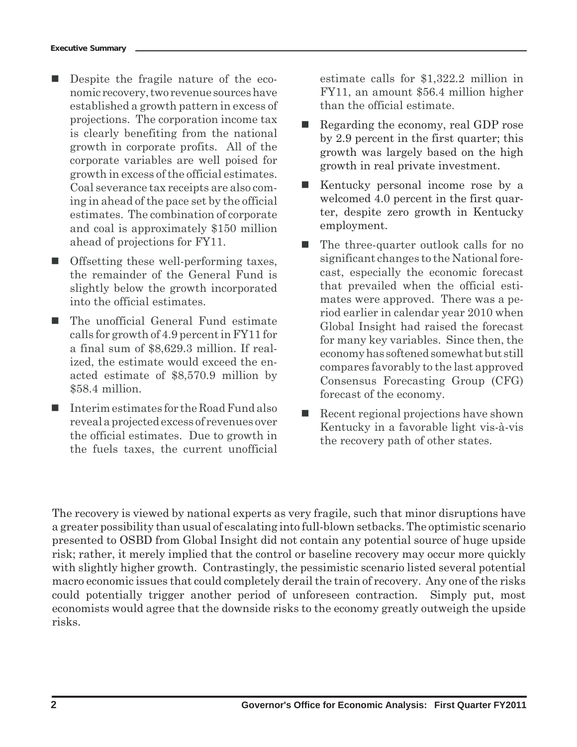- Despite the fragile nature of the economic recovery, two revenue sources have established a growth pattern in excess of projections. The corporation income tax is clearly benefiting from the national growth in corporate profits. All of the corporate variables are well poised for growth in excess of the official estimates. Coal severance tax receipts are also coming in ahead of the pace set by the official estimates. The combination of corporate and coal is approximately $150 million ahead of projections for FY11.
- Offsetting these well-performing taxes, the remainder of the General Fund is slightly below the growth incorporated into the official estimates.
- The unofficial General Fund estimate calls for growth of 4.9 percent in FY11 for a final sum of $8,629.3 million. If realized, the estimate would exceed the enacted estimate of $8,570.9 million by $58.4 million.
- Interim estimates for the Road Fund also reveal a projected excess of revenues over the official estimates. Due to growth in the fuels taxes, the current unofficial estimate calls for $1,322.2 million in FY11, an amount $56.4 million higher than the official estimate.
- Regarding the economy, real GDP rose by 2.9 percent in the first quarter; this growth was largely based on the high growth in real private investment.
- Kentucky personal income rose by a welcomed 4.0 percent in the first quarter, despite zero growth in Kentucky employment.
- The three-quarter outlook calls for no significant changes to the National forecast, especially the economic forecast that prevailed when the official estimates were approved. There was a period earlier in calendar year 2010 when Global Insight had raised the forecast for many key variables. Since then, the economy has softened somewhat but still compares favorably to the last approved Consensus Forecasting Group (CFG) forecast of the economy.
- Recent regional projections have shown Kentucky in a favorable light vis-à-vis the recovery path of other states.

The recovery is viewed by national experts as very fragile, such that minor disruptions have a greater possibility than usual of escalating into full-blown setbacks. The optimistic scenario presented to OSBD from Global Insight did not contain any potential source of huge upside risk; rather, it merely implied that the control or baseline recovery may occur more quickly with slightly higher growth. Contrastingly, the pessimistic scenario listed several potential macro economic issues that could completely derail the train of recovery. Any one of the risks could potentially trigger another period of unforeseen contraction. Simply put, most economists would agree that the downside risks to the economy greatly outweigh the upside risks.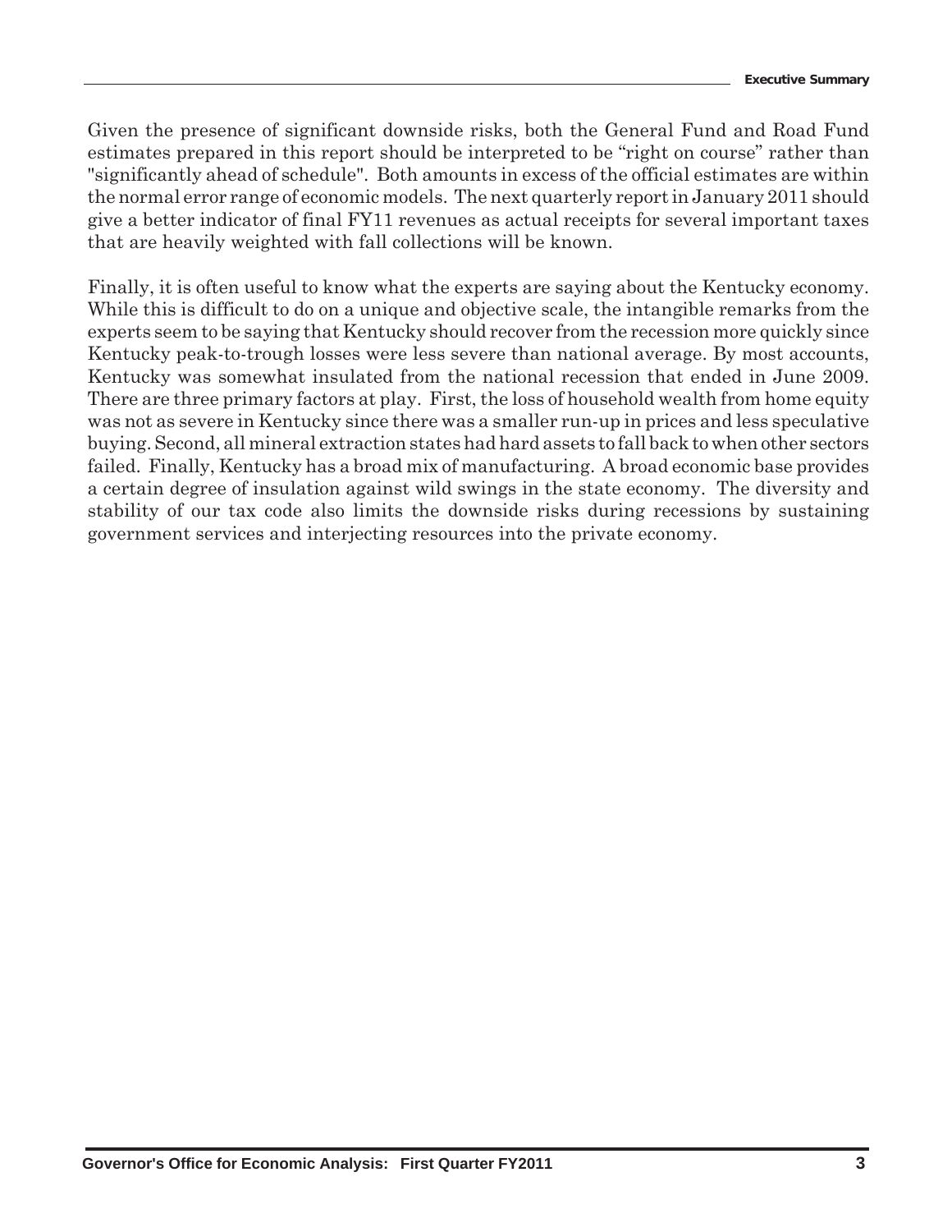Given the presence of significant downside risks, both the General Fund and Road Fund estimates prepared in this report should be interpreted to be "right on course" rather than "significantly ahead of schedule". Both amounts in excess of the official estimates are within the normal error range of economic models. The next quarterly report in January 2011 should give a better indicator of final FY11 revenues as actual receipts for several important taxes that are heavily weighted with fall collections will be known.

Finally, it is often useful to know what the experts are saying about the Kentucky economy. While this is difficult to do on a unique and objective scale, the intangible remarks from the experts seem to be saying that Kentucky should recover from the recession more quickly since Kentucky peak-to-trough losses were less severe than national average. By most accounts, Kentucky was somewhat insulated from the national recession that ended in June 2009. There are three primary factors at play. First, the loss of household wealth from home equity was not as severe in Kentucky since there was a smaller run-up in prices and less speculative buying. Second, all mineral extraction states had hard assets to fall back to when other sectors failed. Finally, Kentucky has a broad mix of manufacturing. A broad economic base provides a certain degree of insulation against wild swings in the state economy. The diversity and stability of our tax code also limits the downside risks during recessions by sustaining government services and interjecting resources into the private economy.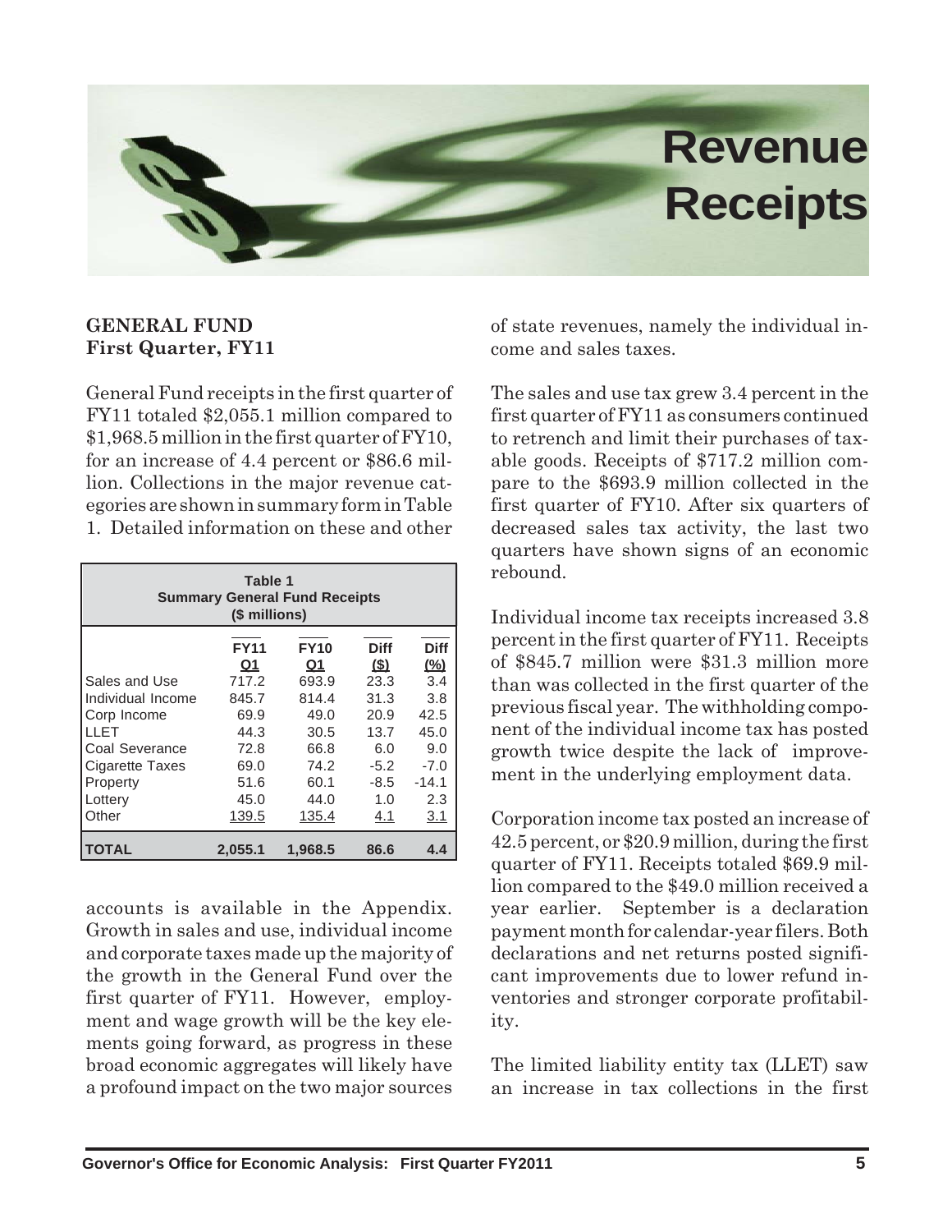# Revenue Receipts

## GENERAL FUND
### First Quarter, FY11

General Fund receipts in the first quarter of FY11 totaled $2,055.1 million compared to $1,968.5 million in the first quarter of FY10, for an increase of 4.4 percent or $86.6 million. Collections in the major revenue categories are shown in summary form in Table 1. Detailed information on these and other accounts is available in the Appendix. Growth in sales and use, individual income and corporate taxes made up the majority of the growth in the General Fund over the first quarter of FY11. However, employment and wage growth will be the key elements going forward, as progress in these broad economic aggregates will likely have a profound impact on the two major sources of state revenues, namely the individual income and sales taxes.

**Table 1**
**Summary General Fund Receipts**
**($ millions)**

| | FY11 Q1 | FY10 Q1 | Diff ($) | Diff (%) |
|---|---|---|---|---|
| Sales and Use | 717.2 | 693.9 | 23.3 | 3.4 |
| Individual Income | 845.7 | 814.4 | 31.3 | 3.8 |
| Corp Income | 69.9 | 49.0 | 20.9 | 42.5 |
| LLET | 44.3 | 30.5 | 13.7 | 45.0 |
| Coal Severance | 72.8 | 66.8 | 6.0 | 9.0 |
| Cigarette Taxes | 69.0 | 74.2 | -5.2 | -7.0 |
| Property | 51.6 | 60.1 | -8.5 | -14.1 |
| Lottery | 45.0 | 44.0 | 1.0 | 2.3 |
| Other | 139.5 | 135.4 | 4.1 | 3.1 |
| **TOTAL** | **2,055.1** | **1,968.5** | **86.6** | **4.4** |

The sales and use tax grew 3.4 percent in the first quarter of FY11 as consumers continued to retrench and limit their purchases of taxable goods. Receipts of $717.2 million compare to the $693.9 million collected in the first quarter of FY10. After six quarters of decreased sales tax activity, the last two quarters have shown signs of an economic rebound.

Individual income tax receipts increased 3.8 percent in the first quarter of FY11. Receipts of $845.7 million were $31.3 million more than was collected in the first quarter of the previous fiscal year. The withholding component of the individual income tax has posted growth twice despite the lack of improvement in the underlying employment data.

Corporation income tax posted an increase of 42.5 percent, or $20.9 million, during the first quarter of FY11. Receipts totaled $69.9 million compared to the $49.0 million received a year earlier. September is a declaration payment month for calendar-year filers. Both declarations and net returns posted significant improvements due to lower refund inventories and stronger corporate profitability.

The limited liability entity tax (LLET) saw an increase in tax collections in the first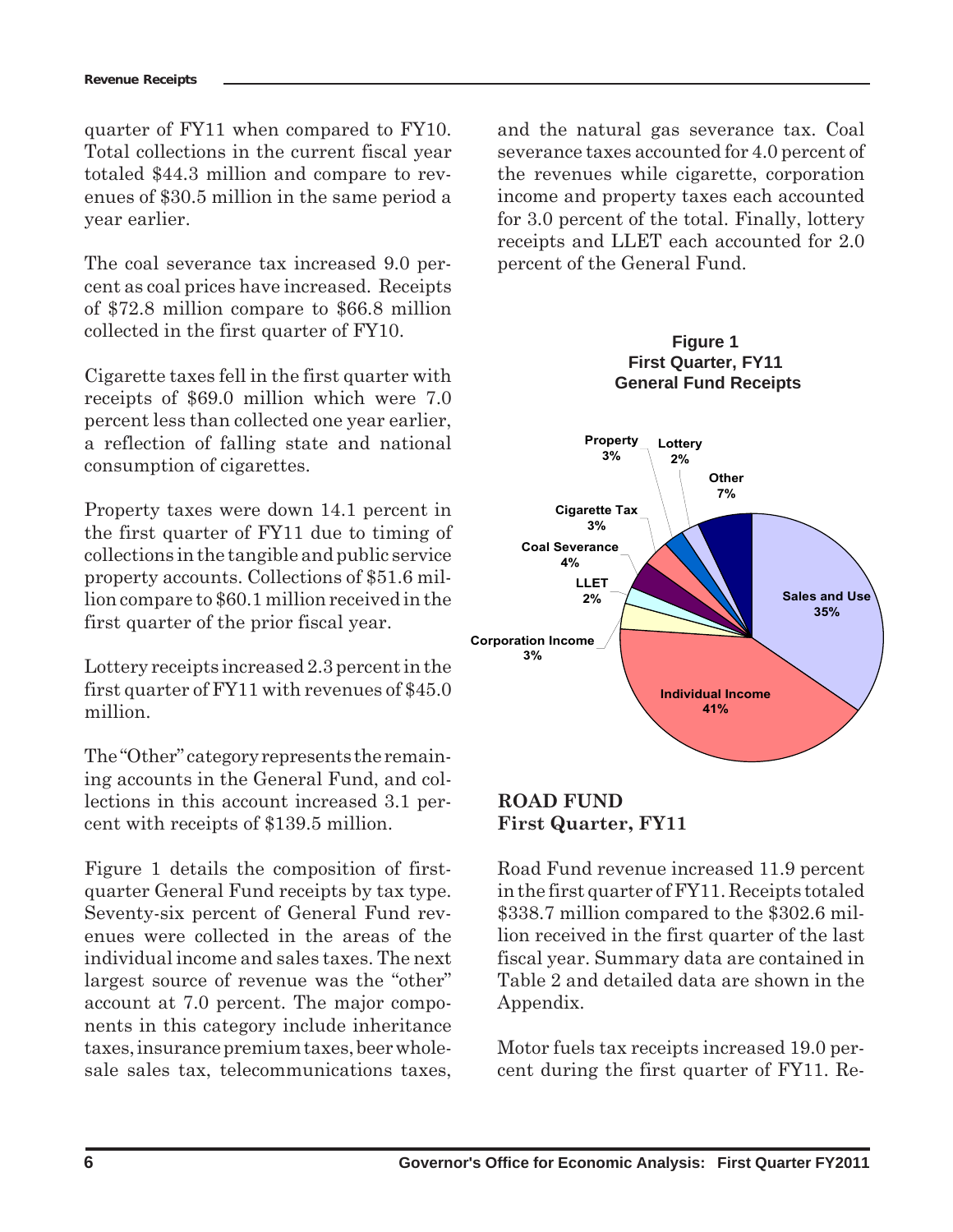quarter of FY11 when compared to FY10. Total collections in the current fiscal year totaled $44.3 million and compare to revenues of $30.5 million in the same period a year earlier.

The coal severance tax increased 9.0 percent as coal prices have increased. Receipts of $72.8 million compare to $66.8 million collected in the first quarter of FY10.

Cigarette taxes fell in the first quarter with receipts of $69.0 million which were 7.0 percent less than collected one year earlier, a reflection of falling state and national consumption of cigarettes.

Property taxes were down 14.1 percent in the first quarter of FY11 due to timing of collections in the tangible and public service property accounts. Collections of $51.6 million compare to $60.1 million received in the first quarter of the prior fiscal year.

Lottery receipts increased 2.3 percent in the first quarter of FY11 with revenues of $45.0 million.

The "Other" category represents the remaining accounts in the General Fund, and collections in this account increased 3.1 percent with receipts of $139.5 million.

Figure 1 details the composition of first-quarter General Fund receipts by tax type. Seventy-six percent of General Fund revenues were collected in the areas of the individual income and sales taxes. The next largest source of revenue was the "other" account at 7.0 percent. The major components in this category include inheritance taxes, insurance premium taxes, beer wholesale sales tax, telecommunications taxes, and the natural gas severance tax. Coal severance taxes accounted for 4.0 percent of the revenues while cigarette, corporation income and property taxes each accounted for 3.0 percent of the total. Finally, lottery receipts and LLET each accounted for 2.0 percent of the General Fund.

**Figure 1**
**First Quarter, FY11**
**General Fund Receipts**

| Category | Share |
|---|---|
| Sales and Use | 35% |
| Individual Income | 41% |
| Corporation Income | 3% |
| LLET | 2% |
| Coal Severance | 4% |
| Cigarette Tax | 3% |
| Property | 3% |
| Lottery | 2% |
| Other | 7% |

## ROAD FUND
### First Quarter, FY11

Road Fund revenue increased 11.9 percent in the first quarter of FY11. Receipts totaled $338.7 million compared to the $302.6 million received in the first quarter of the last fiscal year. Summary data are contained in Table 2 and detailed data are shown in the Appendix.

Motor fuels tax receipts increased 19.0 percent during the first quarter of FY11. Re-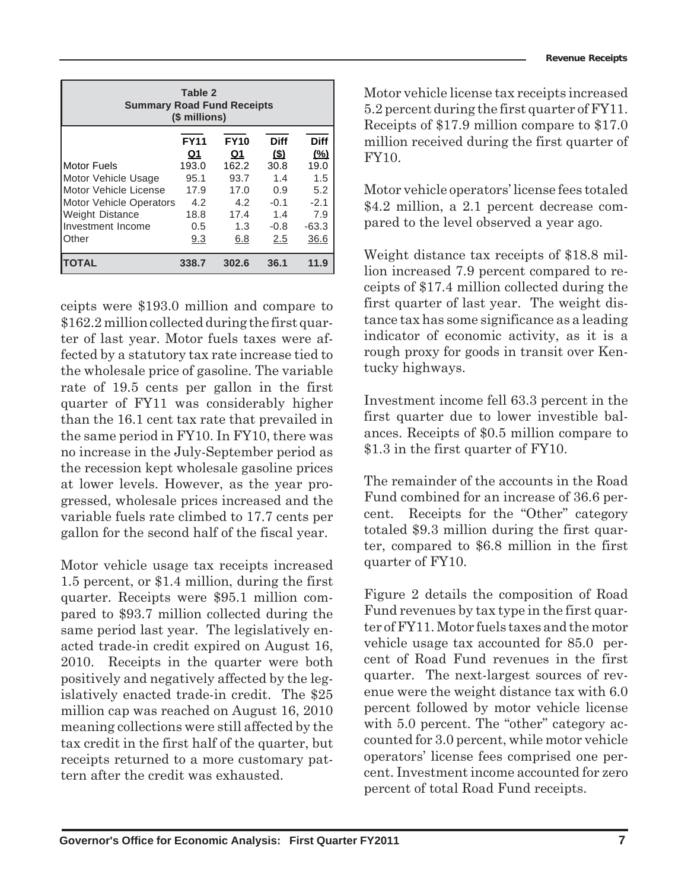**Table 2**
**Summary Road Fund Receipts**
**($ millions)**

| | FY11 Q1 | FY10 Q1 | Diff ($) | Diff (%) |
|---|---|---|---|---|
| Motor Fuels | 193.0 | 162.2 | 30.8 | 19.0 |
| Motor Vehicle Usage | 95.1 | 93.7 | 1.4 | 1.5 |
| Motor Vehicle License | 17.9 | 17.0 | 0.9 | 5.2 |
| Motor Vehicle Operators | 4.2 | 4.2 | -0.1 | -2.1 |
| Weight Distance | 18.8 | 17.4 | 1.4 | 7.9 |
| Investment Income | 0.5 | 1.3 | -0.8 | -63.3 |
| Other | 9.3 | 6.8 | 2.5 | 36.6 |
| **TOTAL** | **338.7** | **302.6** | **36.1** | **11.9** |

ceipts were $193.0 million and compare to $162.2 million collected during the first quarter of last year. Motor fuels taxes were affected by a statutory tax rate increase tied to the wholesale price of gasoline. The variable rate of 19.5 cents per gallon in the first quarter of FY11 was considerably higher than the 16.1 cent tax rate that prevailed in the same period in FY10. In FY10, there was no increase in the July-September period as the recession kept wholesale gasoline prices at lower levels. However, as the year progressed, wholesale prices increased and the variable fuels rate climbed to 17.7 cents per gallon for the second half of the fiscal year.

Motor vehicle usage tax receipts increased 1.5 percent, or $1.4 million, during the first quarter. Receipts were $95.1 million compared to $93.7 million collected during the same period last year. The legislatively enacted trade-in credit expired on August 16, 2010. Receipts in the quarter were both positively and negatively affected by the legislatively enacted trade-in credit. The $25 million cap was reached on August 16, 2010 meaning collections were still affected by the tax credit in the first half of the quarter, but receipts returned to a more customary pattern after the credit was exhausted.

Motor vehicle license tax receipts increased 5.2 percent during the first quarter of FY11. Receipts of $17.9 million compare to $17.0 million received during the first quarter of FY10.

Motor vehicle operators' license fees totaled $4.2 million, a 2.1 percent decrease compared to the level observed a year ago.

Weight distance tax receipts of $18.8 million increased 7.9 percent compared to receipts of $17.4 million collected during the first quarter of last year. The weight distance tax has some significance as a leading indicator of economic activity, as it is a rough proxy for goods in transit over Kentucky highways.

Investment income fell 63.3 percent in the first quarter due to lower investible balances. Receipts of $0.5 million compare to $1.3 in the first quarter of FY10.

The remainder of the accounts in the Road Fund combined for an increase of 36.6 percent. Receipts for the "Other" category totaled $9.3 million during the first quarter, compared to $6.8 million in the first quarter of FY10.

Figure 2 details the composition of Road Fund revenues by tax type in the first quarter of FY11. Motor fuels taxes and the motor vehicle usage tax accounted for 85.0 percent of Road Fund revenues in the first quarter. The next-largest sources of revenue were the weight distance tax with 6.0 percent followed by motor vehicle license with 5.0 percent. The "other" category accounted for 3.0 percent, while motor vehicle operators' license fees comprised one percent. Investment income accounted for zero percent of total Road Fund receipts.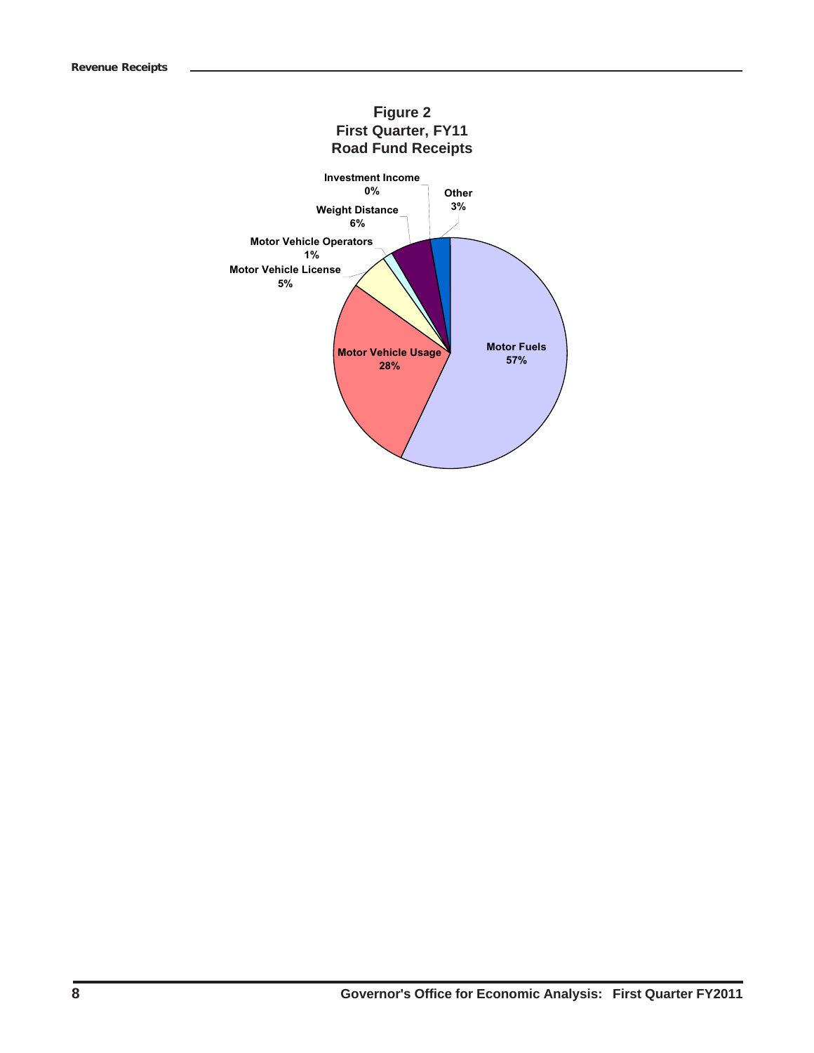**Figure 2**
**First Quarter, FY11**
**Road Fund Receipts**

| Category | Share |
|---|---|
| Motor Fuels | 57% |
| Motor Vehicle Usage | 28% |
| Motor Vehicle License | 5% |
| Motor Vehicle Operators | 1% |
| Weight Distance | 6% |
| Investment Income | 0% |
| Other | 3% |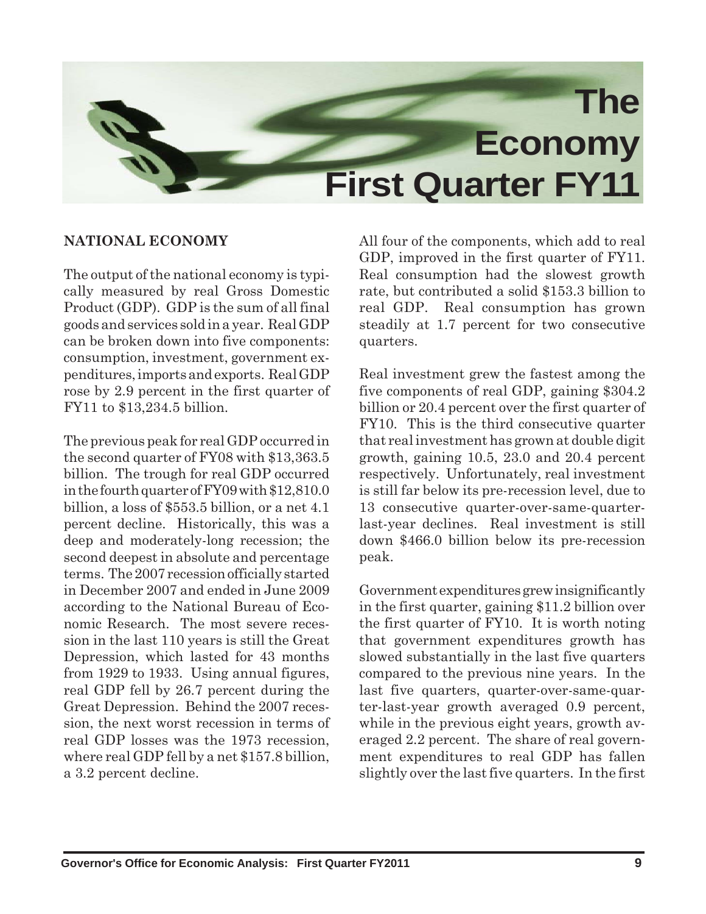# The Economy First Quarter FY11

## NATIONAL ECONOMY

The output of the national economy is typically measured by real Gross Domestic Product (GDP). GDP is the sum of all final goods and services sold in a year. Real GDP can be broken down into five components: consumption, investment, government expenditures, imports and exports. Real GDP rose by 2.9 percent in the first quarter of FY11 to $13,234.5 billion.

The previous peak for real GDP occurred in the second quarter of FY08 with $13,363.5 billion. The trough for real GDP occurred in the fourth quarter of FY09 with $12,810.0 billion, a loss of $553.5 billion, or a net 4.1 percent decline. Historically, this was a deep and moderately-long recession; the second deepest in absolute and percentage terms. The 2007 recession officially started in December 2007 and ended in June 2009 according to the National Bureau of Economic Research. The most severe recession in the last 110 years is still the Great Depression, which lasted for 43 months from 1929 to 1933. Using annual figures, real GDP fell by 26.7 percent during the Great Depression. Behind the 2007 recession, the next worst recession in terms of real GDP losses was the 1973 recession, where real GDP fell by a net $157.8 billion, a 3.2 percent decline.

All four of the components, which add to real GDP, improved in the first quarter of FY11. Real consumption had the slowest growth rate, but contributed a solid $153.3 billion to real GDP. Real consumption has grown steadily at 1.7 percent for two consecutive quarters.

Real investment grew the fastest among the five components of real GDP, gaining $304.2 billion or 20.4 percent over the first quarter of FY10. This is the third consecutive quarter that real investment has grown at double digit growth, gaining 10.5, 23.0 and 20.4 percent respectively. Unfortunately, real investment is still far below its pre-recession level, due to 13 consecutive quarter-over-same-quarter-last-year declines. Real investment is still down $466.0 billion below its pre-recession peak.

Government expenditures grew insignificantly in the first quarter, gaining $11.2 billion over the first quarter of FY10. It is worth noting that government expenditures growth has slowed substantially in the last five quarters compared to the previous nine years. In the last five quarters, quarter-over-same-quarter-last-year growth averaged 0.9 percent, while in the previous eight years, growth averaged 2.2 percent. The share of real government expenditures to real GDP has fallen slightly over the last five quarters. In the first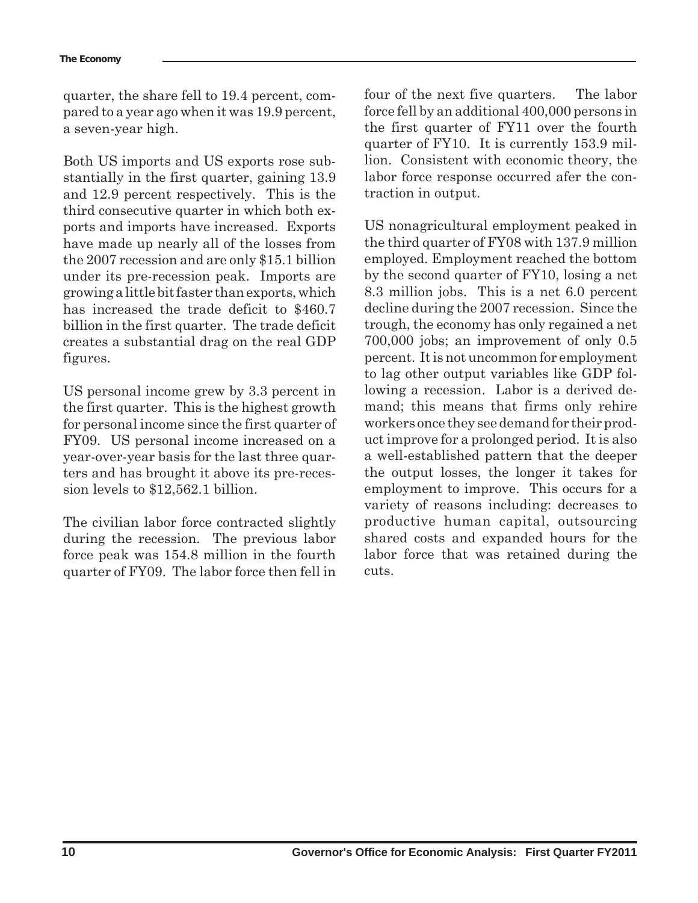quarter, the share fell to 19.4 percent, compared to a year ago when it was 19.9 percent, a seven-year high.

Both US imports and US exports rose substantially in the first quarter, gaining 13.9 and 12.9 percent respectively. This is the third consecutive quarter in which both exports and imports have increased. Exports have made up nearly all of the losses from the 2007 recession and are only $15.1 billion under its pre-recession peak. Imports are growing a little bit faster than exports, which has increased the trade deficit to $460.7 billion in the first quarter. The trade deficit creates a substantial drag on the real GDP figures.

US personal income grew by 3.3 percent in the first quarter. This is the highest growth for personal income since the first quarter of FY09. US personal income increased on a year-over-year basis for the last three quarters and has brought it above its pre-recession levels to $12,562.1 billion.

The civilian labor force contracted slightly during the recession. The previous labor force peak was 154.8 million in the fourth quarter of FY09. The labor force then fell in four of the next five quarters. The labor force fell by an additional 400,000 persons in the first quarter of FY11 over the fourth quarter of FY10. It is currently 153.9 million. Consistent with economic theory, the labor force response occurred afer the contraction in output.

US nonagricultural employment peaked in the third quarter of FY08 with 137.9 million employed. Employment reached the bottom by the second quarter of FY10, losing a net 8.3 million jobs. This is a net 6.0 percent decline during the 2007 recession. Since the trough, the economy has only regained a net 700,000 jobs; an improvement of only 0.5 percent. It is not uncommon for employment to lag other output variables like GDP following a recession. Labor is a derived demand; this means that firms only rehire workers once they see demand for their product improve for a prolonged period. It is also a well-established pattern that the deeper the output losses, the longer it takes for employment to improve. This occurs for a variety of reasons including: decreases to productive human capital, outsourcing shared costs and expanded hours for the labor force that was retained during the cuts.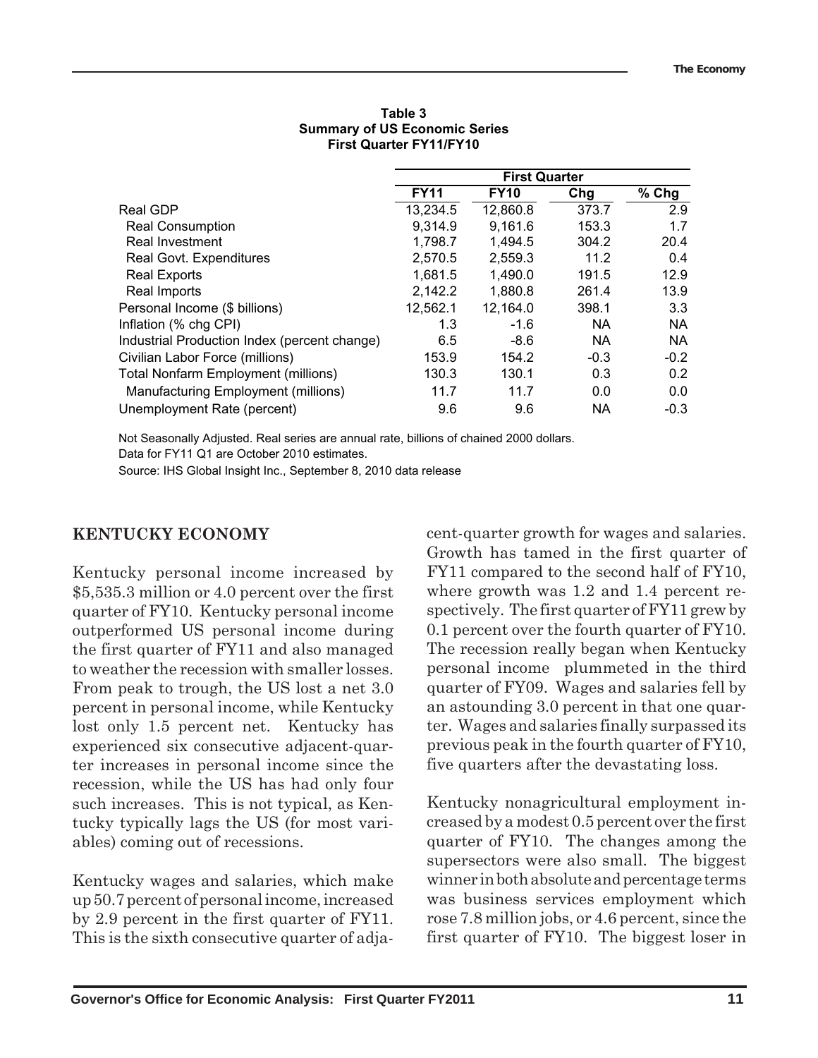**Table 3**
**Summary of US Economic Series**
**First Quarter FY11/FY10**

| | First Quarter | | | |
|---|---|---|---|---|
| | FY11 | FY10 | Chg | % Chg |
| Real GDP | 13,234.5 | 12,860.8 | 373.7 | 2.9 |
| Real Consumption | 9,314.9 | 9,161.6 | 153.3 | 1.7 |
| Real Investment | 1,798.7 | 1,494.5 | 304.2 | 20.4 |
| Real Govt. Expenditures | 2,570.5 | 2,559.3 | 11.2 | 0.4 |
| Real Exports | 1,681.5 | 1,490.0 | 191.5 | 12.9 |
| Real Imports | 2,142.2 | 1,880.8 | 261.4 | 13.9 |
| Personal Income ($ billions) | 12,562.1 | 12,164.0 | 398.1 | 3.3 |
| Inflation (% chg CPI) | 1.3 | -1.6 | NA | NA |
| Industrial Production Index (percent change) | 6.5 | -8.6 | NA | NA |
| Civilian Labor Force (millions) | 153.9 | 154.2 | -0.3 | -0.2 |
| Total Nonfarm Employment (millions) | 130.3 | 130.1 | 0.3 | 0.2 |
| Manufacturing Employment (millions) | 11.7 | 11.7 | 0.0 | 0.0 |
| Unemployment Rate (percent) | 9.6 | 9.6 | NA | -0.3 |

Not Seasonally Adjusted. Real series are annual rate, billions of chained 2000 dollars.
Data for FY11 Q1 are October 2010 estimates.
Source: IHS Global Insight Inc., September 8, 2010 data release

## KENTUCKY ECONOMY

Kentucky personal income increased by $5,535.3 million or 4.0 percent over the first quarter of FY10. Kentucky personal income outperformed US personal income during the first quarter of FY11 and also managed to weather the recession with smaller losses. From peak to trough, the US lost a net 3.0 percent in personal income, while Kentucky lost only 1.5 percent net. Kentucky has experienced six consecutive adjacent-quarter increases in personal income since the recession, while the US has had only four such increases. This is not typical, as Kentucky typically lags the US (for most variables) coming out of recessions.

Kentucky wages and salaries, which make up 50.7 percent of personal income, increased by 2.9 percent in the first quarter of FY11. This is the sixth consecutive quarter of adjacent-quarter growth for wages and salaries. Growth has tamed in the first quarter of FY11 compared to the second half of FY10, where growth was 1.2 and 1.4 percent respectively. The first quarter of FY11 grew by 0.1 percent over the fourth quarter of FY10. The recession really began when Kentucky personal income plummeted in the third quarter of FY09. Wages and salaries fell by an astounding 3.0 percent in that one quarter. Wages and salaries finally surpassed its previous peak in the fourth quarter of FY10, five quarters after the devastating loss.

Kentucky nonagricultural employment increased by a modest 0.5 percent over the first quarter of FY10. The changes among the supersectors were also small. The biggest winner in both absolute and percentage terms was business services employment which rose 7.8 million jobs, or 4.6 percent, since the first quarter of FY10. The biggest loser in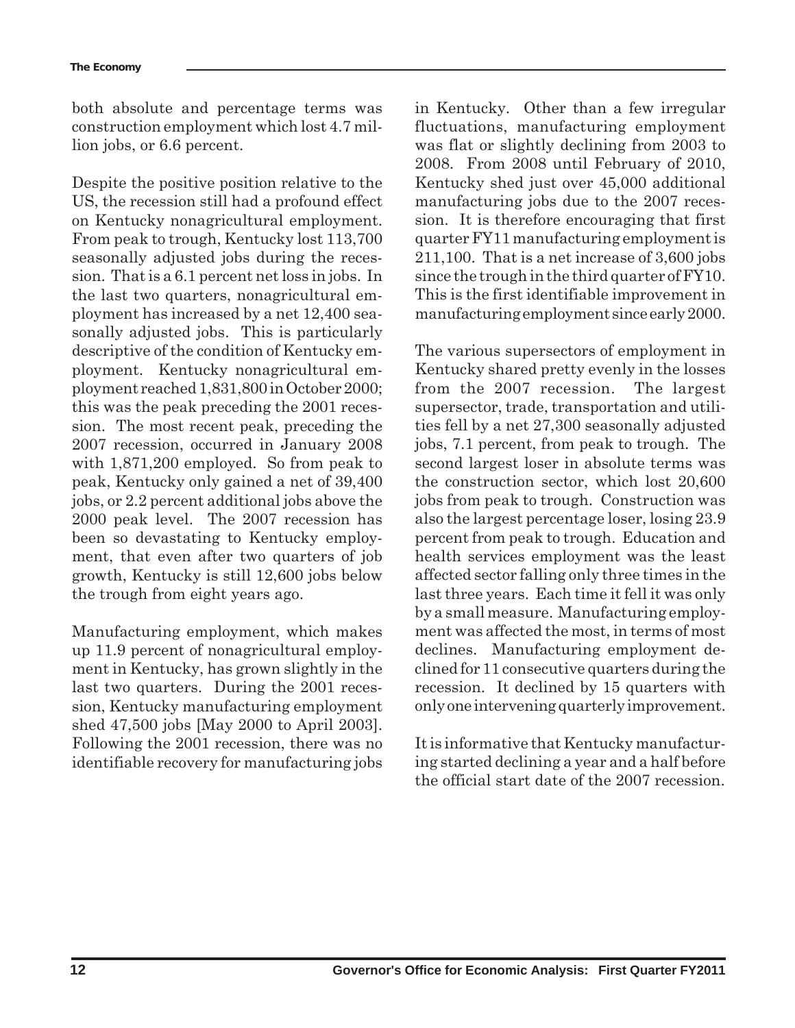both absolute and percentage terms was construction employment which lost 4.7 million jobs, or 6.6 percent.

Despite the positive position relative to the US, the recession still had a profound effect on Kentucky nonagricultural employment. From peak to trough, Kentucky lost 113,700 seasonally adjusted jobs during the recession. That is a 6.1 percent net loss in jobs. In the last two quarters, nonagricultural employment has increased by a net 12,400 seasonally adjusted jobs. This is particularly descriptive of the condition of Kentucky employment. Kentucky nonagricultural employment reached 1,831,800 in October 2000; this was the peak preceding the 2001 recession. The most recent peak, preceding the 2007 recession, occurred in January 2008 with 1,871,200 employed. So from peak to peak, Kentucky only gained a net of 39,400 jobs, or 2.2 percent additional jobs above the 2000 peak level. The 2007 recession has been so devastating to Kentucky employment, that even after two quarters of job growth, Kentucky is still 12,600 jobs below the trough from eight years ago.

Manufacturing employment, which makes up 11.9 percent of nonagricultural employment in Kentucky, has grown slightly in the last two quarters. During the 2001 recession, Kentucky manufacturing employment shed 47,500 jobs [May 2000 to April 2003]. Following the 2001 recession, there was no identifiable recovery for manufacturing jobs in Kentucky. Other than a few irregular fluctuations, manufacturing employment was flat or slightly declining from 2003 to 2008. From 2008 until February of 2010, Kentucky shed just over 45,000 additional manufacturing jobs due to the 2007 recession. It is therefore encouraging that first quarter FY11 manufacturing employment is 211,100. That is a net increase of 3,600 jobs since the trough in the third quarter of FY10. This is the first identifiable improvement in manufacturing employment since early 2000.

The various supersectors of employment in Kentucky shared pretty evenly in the losses from the 2007 recession. The largest supersector, trade, transportation and utilities fell by a net 27,300 seasonally adjusted jobs, 7.1 percent, from peak to trough. The second largest loser in absolute terms was the construction sector, which lost 20,600 jobs from peak to trough. Construction was also the largest percentage loser, losing 23.9 percent from peak to trough. Education and health services employment was the least affected sector falling only three times in the last three years. Each time it fell it was only by a small measure. Manufacturing employment was affected the most, in terms of most declines. Manufacturing employment declined for 11 consecutive quarters during the recession. It declined by 15 quarters with only one intervening quarterly improvement.

It is informative that Kentucky manufacturing started declining a year and a half before the official start date of the 2007 recession.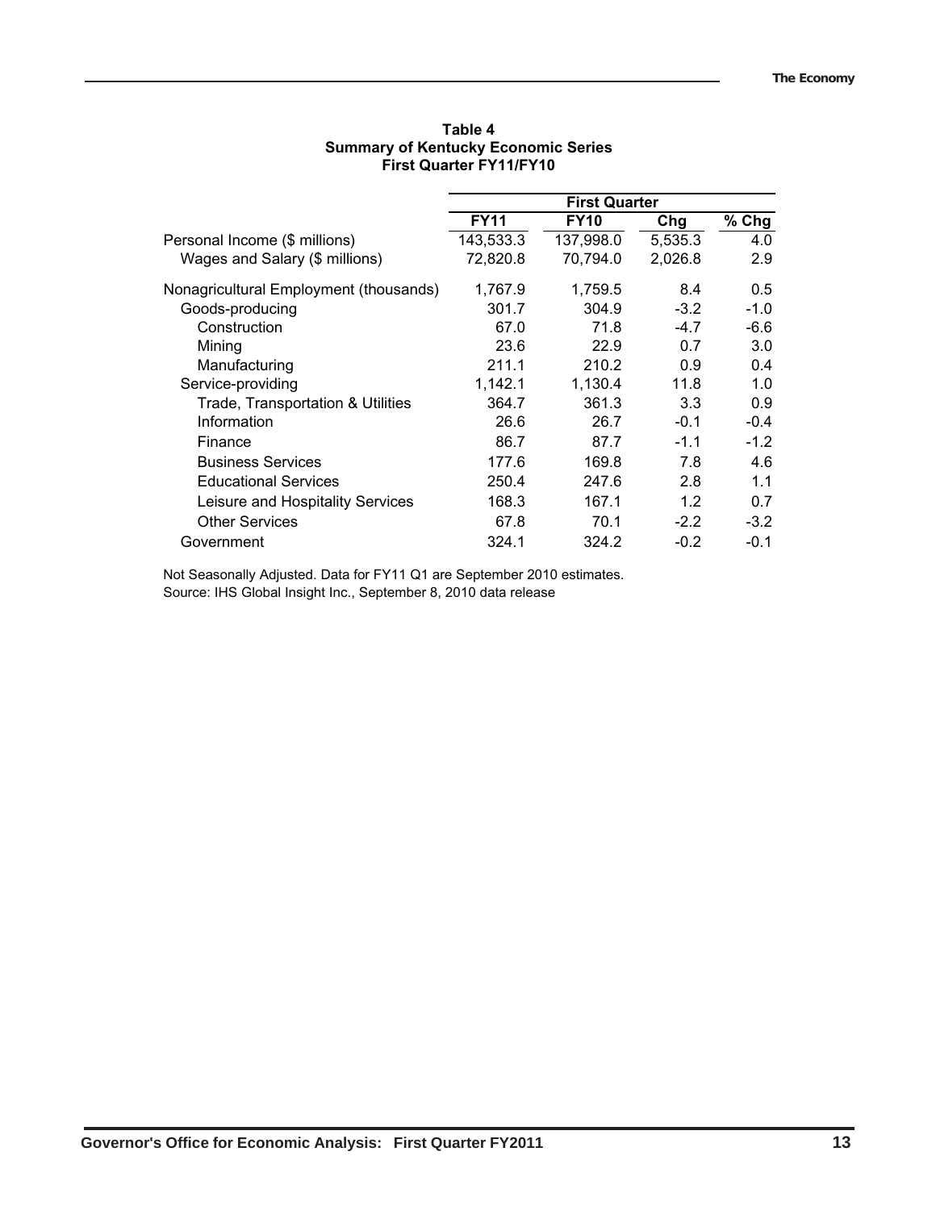**Table 4**
**Summary of Kentucky Economic Series**
**First Quarter FY11/FY10**

| | First Quarter | | | |
|---|---|---|---|---|
| | **FY11** | **FY10** | **Chg** | **% Chg** |
| Personal Income ($ millions) | 143,533.3 | 137,998.0 | 5,535.3 | 4.0 |
| Wages and Salary ($ millions) | 72,820.8 | 70,794.0 | 2,026.8 | 2.9 |
| Nonagricultural Employment (thousands) | 1,767.9 | 1,759.5 | 8.4 | 0.5 |
| Goods-producing | 301.7 | 304.9 | -3.2 | -1.0 |
| Construction | 67.0 | 71.8 | -4.7 | -6.6 |
| Mining | 23.6 | 22.9 | 0.7 | 3.0 |
| Manufacturing | 211.1 | 210.2 | 0.9 | 0.4 |
| Service-providing | 1,142.1 | 1,130.4 | 11.8 | 1.0 |
| Trade, Transportation & Utilities | 364.7 | 361.3 | 3.3 | 0.9 |
| Information | 26.6 | 26.7 | -0.1 | -0.4 |
| Finance | 86.7 | 87.7 | -1.1 | -1.2 |
| Business Services | 177.6 | 169.8 | 7.8 | 4.6 |
| Educational Services | 250.4 | 247.6 | 2.8 | 1.1 |
| Leisure and Hospitality Services | 168.3 | 167.1 | 1.2 | 0.7 |
| Other Services | 67.8 | 70.1 | -2.2 | -3.2 |
| Government | 324.1 | 324.2 | -0.2 | -0.1 |

Not Seasonally Adjusted. Data for FY11 Q1 are September 2010 estimates.
Source: IHS Global Insight Inc., September 8, 2010 data release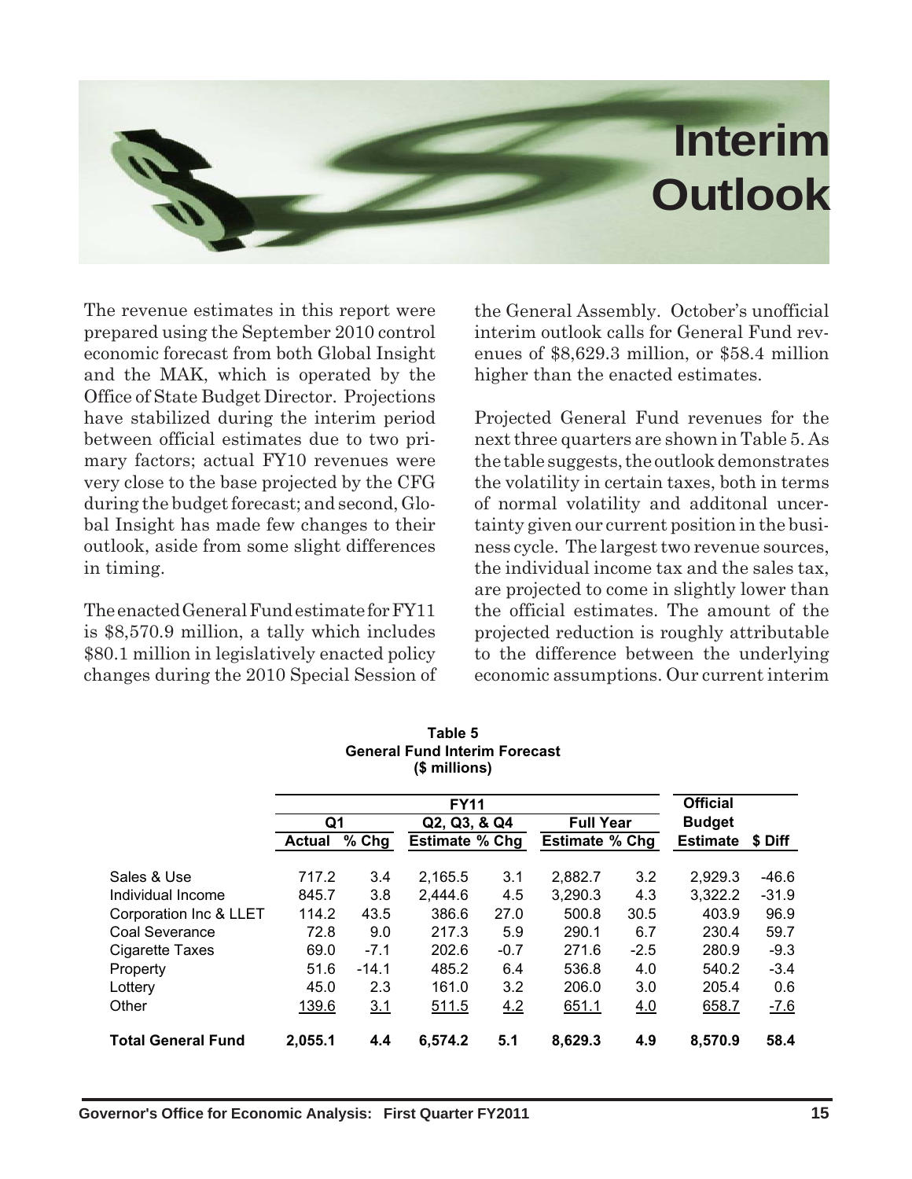# Interim Outlook

The revenue estimates in this report were prepared using the September 2010 control economic forecast from both Global Insight and the MAK, which is operated by the Office of State Budget Director. Projections have stabilized during the interim period between official estimates due to two primary factors; actual FY10 revenues were very close to the base projected by the CFG during the budget forecast; and second, Global Insight has made few changes to their outlook, aside from some slight differences in timing.

The enacted General Fund estimate for FY11 is $8,570.9 million, a tally which includes $80.1 million in legislatively enacted policy changes during the 2010 Special Session of the General Assembly. October's unofficial interim outlook calls for General Fund revenues of $8,629.3 million, or $58.4 million higher than the enacted estimates.

Projected General Fund revenues for the next three quarters are shown in Table 5. As the table suggests, the outlook demonstrates the volatility in certain taxes, both in terms of normal volatility and additonal uncertainty given our current position in the business cycle. The largest two revenue sources, the individual income tax and the sales tax, are projected to come in slightly lower than the official estimates. The amount of the projected reduction is roughly attributable to the difference between the underlying economic assumptions. Our current interim

**Table 5**
**General Fund Interim Forecast**
**($ millions)**

| | FY11 | | | | | | Official | |
|---|---|---|---|---|---|---|---|---|
| | Q1 | | Q2, Q3, & Q4 | | Full Year | | Budget | |
| | Actual | % Chg | Estimate | % Chg | Estimate | % Chg | Estimate | $ Diff |
| Sales & Use | 717.2 | 3.4 | 2,165.5 | 3.1 | 2,882.7 | 3.2 | 2,929.3 | -46.6 |
| Individual Income | 845.7 | 3.8 | 2,444.6 | 4.5 | 3,290.3 | 4.3 | 3,322.2 | -31.9 |
| Corporation Inc & LLET | 114.2 | 43.5 | 386.6 | 27.0 | 500.8 | 30.5 | 403.9 | 96.9 |
| Coal Severance | 72.8 | 9.0 | 217.3 | 5.9 | 290.1 | 6.7 | 230.4 | 59.7 |
| Cigarette Taxes | 69.0 | -7.1 | 202.6 | -0.7 | 271.6 | -2.5 | 280.9 | -9.3 |
| Property | 51.6 | -14.1 | 485.2 | 6.4 | 536.8 | 4.0 | 540.2 | -3.4 |
| Lottery | 45.0 | 2.3 | 161.0 | 3.2 | 206.0 | 3.0 | 205.4 | 0.6 |
| Other | 139.6 | 3.1 | 511.5 | 4.2 | 651.1 | 4.0 | 658.7 | -7.6 |
| **Total General Fund** | **2,055.1** | **4.4** | **6,574.2** | **5.1** | **8,629.3** | **4.9** | **8,570.9** | **58.4** |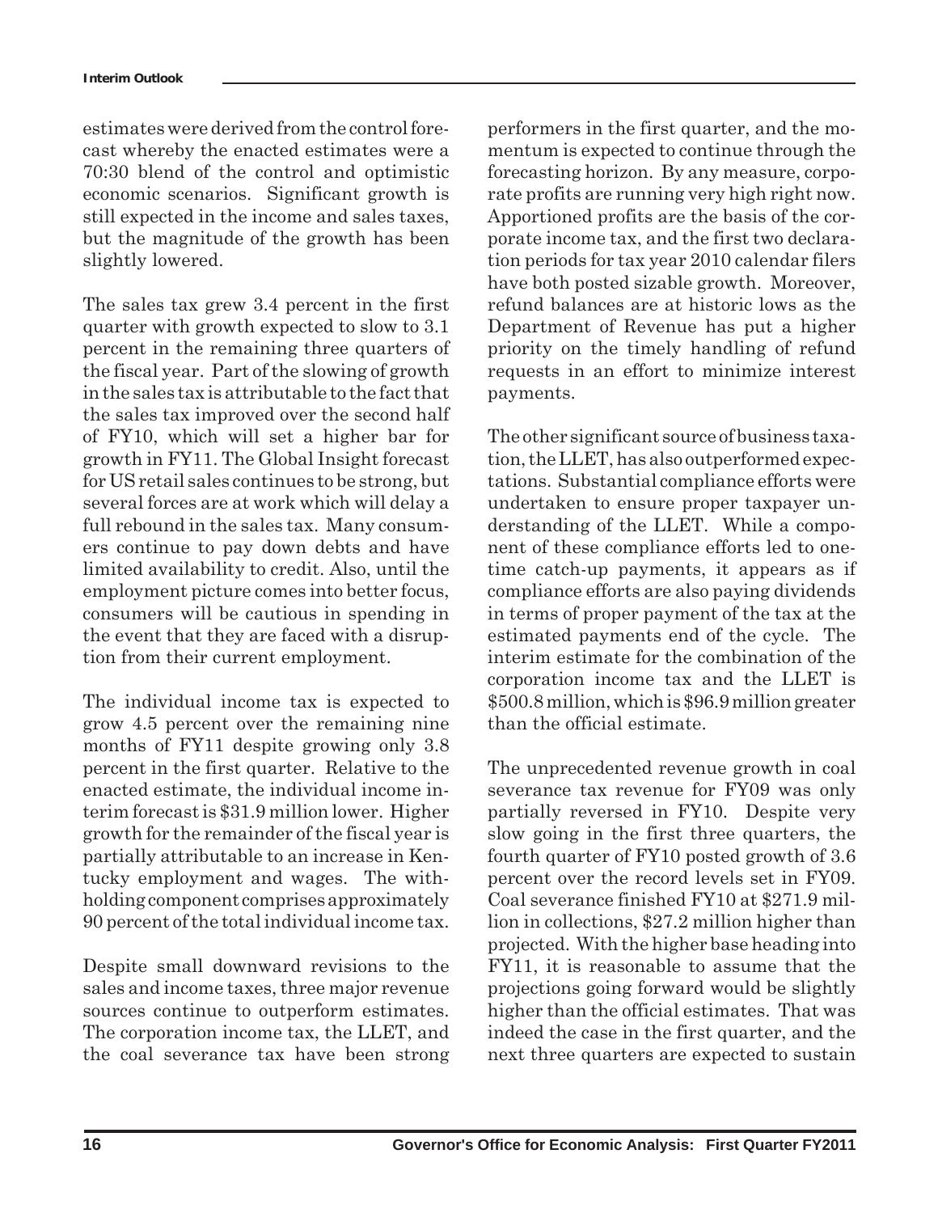estimates were derived from the control forecast whereby the enacted estimates were a 70:30 blend of the control and optimistic economic scenarios. Significant growth is still expected in the income and sales taxes, but the magnitude of the growth has been slightly lowered.

The sales tax grew 3.4 percent in the first quarter with growth expected to slow to 3.1 percent in the remaining three quarters of the fiscal year. Part of the slowing of growth in the sales tax is attributable to the fact that the sales tax improved over the second half of FY10, which will set a higher bar for growth in FY11. The Global Insight forecast for US retail sales continues to be strong, but several forces are at work which will delay a full rebound in the sales tax. Many consumers continue to pay down debts and have limited availability to credit. Also, until the employment picture comes into better focus, consumers will be cautious in spending in the event that they are faced with a disruption from their current employment.

The individual income tax is expected to grow 4.5 percent over the remaining nine months of FY11 despite growing only 3.8 percent in the first quarter. Relative to the enacted estimate, the individual income interim forecast is $31.9 million lower. Higher growth for the remainder of the fiscal year is partially attributable to an increase in Kentucky employment and wages. The withholding component comprises approximately 90 percent of the total individual income tax.

Despite small downward revisions to the sales and income taxes, three major revenue sources continue to outperform estimates. The corporation income tax, the LLET, and the coal severance tax have been strong performers in the first quarter, and the momentum is expected to continue through the forecasting horizon. By any measure, corporate profits are running very high right now. Apportioned profits are the basis of the corporate income tax, and the first two declaration periods for tax year 2010 calendar filers have both posted sizable growth. Moreover, refund balances are at historic lows as the Department of Revenue has put a higher priority on the timely handling of refund requests in an effort to minimize interest payments.

The other significant source of business taxation, the LLET, has also outperformed expectations. Substantial compliance efforts were undertaken to ensure proper taxpayer understanding of the LLET. While a component of these compliance efforts led to one-time catch-up payments, it appears as if compliance efforts are also paying dividends in terms of proper payment of the tax at the estimated payments end of the cycle. The interim estimate for the combination of the corporation income tax and the LLET is $500.8 million, which is $96.9 million greater than the official estimate.

The unprecedented revenue growth in coal severance tax revenue for FY09 was only partially reversed in FY10. Despite very slow going in the first three quarters, the fourth quarter of FY10 posted growth of 3.6 percent over the record levels set in FY09. Coal severance finished FY10 at $271.9 million in collections, $27.2 million higher than projected. With the higher base heading into FY11, it is reasonable to assume that the projections going forward would be slightly higher than the official estimates. That was indeed the case in the first quarter, and the next three quarters are expected to sustain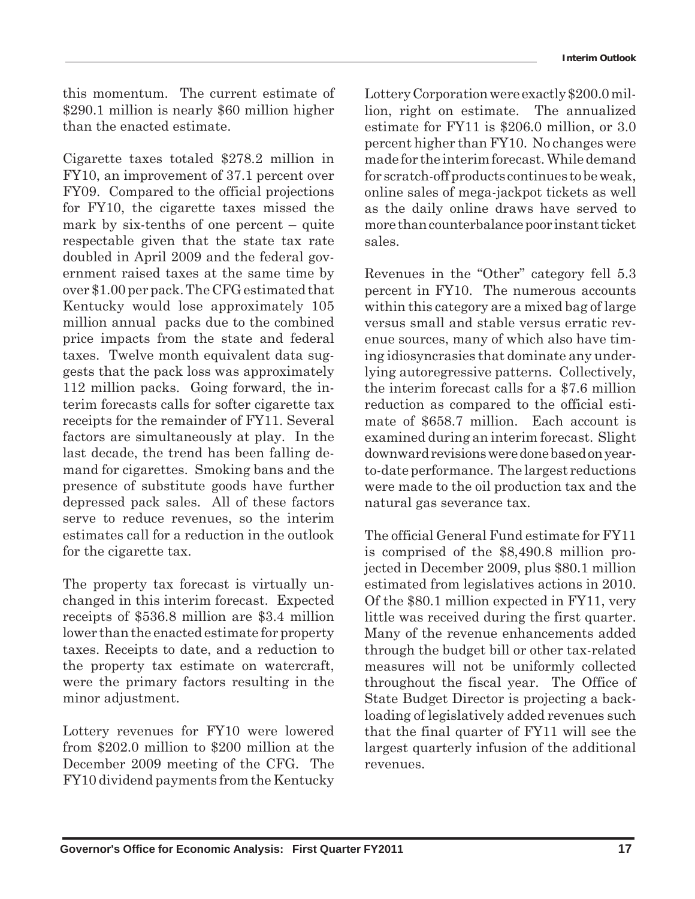this momentum. The current estimate of $290.1 million is nearly $60 million higher than the enacted estimate.

Cigarette taxes totaled $278.2 million in FY10, an improvement of 37.1 percent over FY09. Compared to the official projections for FY10, the cigarette taxes missed the mark by six-tenths of one percent – quite respectable given that the state tax rate doubled in April 2009 and the federal government raised taxes at the same time by over $1.00 per pack. The CFG estimated that Kentucky would lose approximately 105 million annual packs due to the combined price impacts from the state and federal taxes. Twelve month equivalent data suggests that the pack loss was approximately 112 million packs. Going forward, the interim forecasts calls for softer cigarette tax receipts for the remainder of FY11. Several factors are simultaneously at play. In the last decade, the trend has been falling demand for cigarettes. Smoking bans and the presence of substitute goods have further depressed pack sales. All of these factors serve to reduce revenues, so the interim estimates call for a reduction in the outlook for the cigarette tax.

The property tax forecast is virtually unchanged in this interim forecast. Expected receipts of $536.8 million are $3.4 million lower than the enacted estimate for property taxes. Receipts to date, and a reduction to the property tax estimate on watercraft, were the primary factors resulting in the minor adjustment.

Lottery revenues for FY10 were lowered from $202.0 million to $200 million at the December 2009 meeting of the CFG. The FY10 dividend payments from the Kentucky Lottery Corporation were exactly $200.0 million, right on estimate. The annualized estimate for FY11 is $206.0 million, or 3.0 percent higher than FY10. No changes were made for the interim forecast. While demand for scratch-off products continues to be weak, online sales of mega-jackpot tickets as well as the daily online draws have served to more than counterbalance poor instant ticket sales.

Revenues in the "Other" category fell 5.3 percent in FY10. The numerous accounts within this category are a mixed bag of large versus small and stable versus erratic revenue sources, many of which also have timing idiosyncrasies that dominate any underlying autoregressive patterns. Collectively, the interim forecast calls for a $7.6 million reduction as compared to the official estimate of $658.7 million. Each account is examined during an interim forecast. Slight downward revisions were done based on year-to-date performance. The largest reductions were made to the oil production tax and the natural gas severance tax.

The official General Fund estimate for FY11 is comprised of the $8,490.8 million projected in December 2009, plus $80.1 million estimated from legislatives actions in 2010. Of the $80.1 million expected in FY11, very little was received during the first quarter. Many of the revenue enhancements added through the budget bill or other tax-related measures will not be uniformly collected throughout the fiscal year. The Office of State Budget Director is projecting a back-loading of legislatively added revenues such that the final quarter of FY11 will see the largest quarterly infusion of the additional revenues.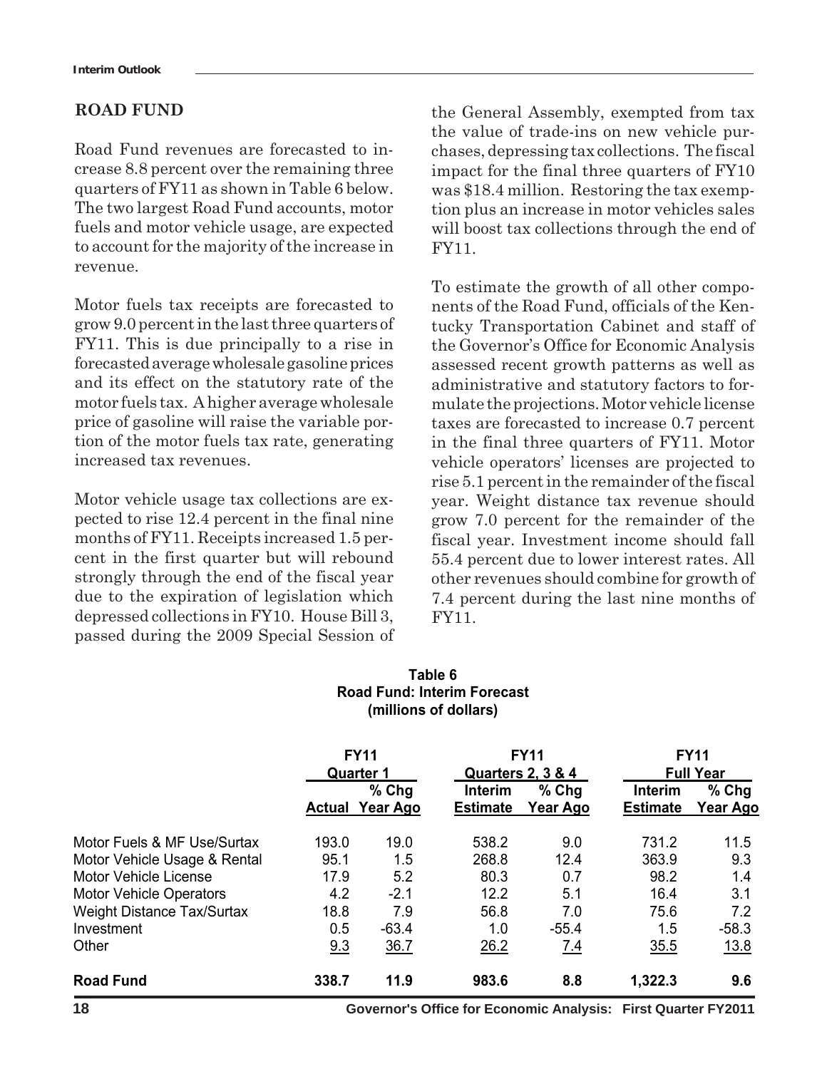## ROAD FUND

Road Fund revenues are forecasted to increase 8.8 percent over the remaining three quarters of FY11 as shown in Table 6 below. The two largest Road Fund accounts, motor fuels and motor vehicle usage, are expected to account for the majority of the increase in revenue.

Motor fuels tax receipts are forecasted to grow 9.0 percent in the last three quarters of FY11. This is due principally to a rise in forecasted average wholesale gasoline prices and its effect on the statutory rate of the motor fuels tax. A higher average wholesale price of gasoline will raise the variable portion of the motor fuels tax rate, generating increased tax revenues.

Motor vehicle usage tax collections are expected to rise 12.4 percent in the final nine months of FY11. Receipts increased 1.5 percent in the first quarter but will rebound strongly through the end of the fiscal year due to the expiration of legislation which depressed collections in FY10. House Bill 3, passed during the 2009 Special Session of the General Assembly, exempted from tax the value of trade-ins on new vehicle purchases, depressing tax collections. The fiscal impact for the final three quarters of FY10 was $18.4 million. Restoring the tax exemption plus an increase in motor vehicles sales will boost tax collections through the end of FY11.

To estimate the growth of all other components of the Road Fund, officials of the Kentucky Transportation Cabinet and staff of the Governor's Office for Economic Analysis assessed recent growth patterns as well as administrative and statutory factors to formulate the projections. Motor vehicle license taxes are forecasted to increase 0.7 percent in the final three quarters of FY11. Motor vehicle operators' licenses are projected to rise 5.1 percent in the remainder of the fiscal year. Weight distance tax revenue should grow 7.0 percent for the remainder of the fiscal year. Investment income should fall 55.4 percent due to lower interest rates. All other revenues should combine for growth of 7.4 percent during the last nine months of FY11.

**Table 6**
**Road Fund: Interim Forecast**
**(millions of dollars)**

| | FY11 Quarter 1 | | FY11 Quarters 2, 3 & 4 | | FY11 Full Year | |
|---|---|---|---|---|---|---|
| | Actual | % Chg Year Ago | Interim Estimate | % Chg Year Ago | Interim Estimate | % Chg Year Ago |
| Motor Fuels & MF Use/Surtax | 193.0 | 19.0 | 538.2 | 9.0 | 731.2 | 11.5 |
| Motor Vehicle Usage & Rental | 95.1 | 1.5 | 268.8 | 12.4 | 363.9 | 9.3 |
| Motor Vehicle License | 17.9 | 5.2 | 80.3 | 0.7 | 98.2 | 1.4 |
| Motor Vehicle Operators | 4.2 | -2.1 | 12.2 | 5.1 | 16.4 | 3.1 |
| Weight Distance Tax/Surtax | 18.8 | 7.9 | 56.8 | 7.0 | 75.6 | 7.2 |
| Investment | 0.5 | -63.4 | 1.0 | -55.4 | 1.5 | -58.3 |
| Other | 9.3 | 36.7 | 26.2 | 7.4 | 35.5 | 13.8 |
| **Road Fund** | **338.7** | **11.9** | **983.6** | **8.8** | **1,322.3** | **9.6** |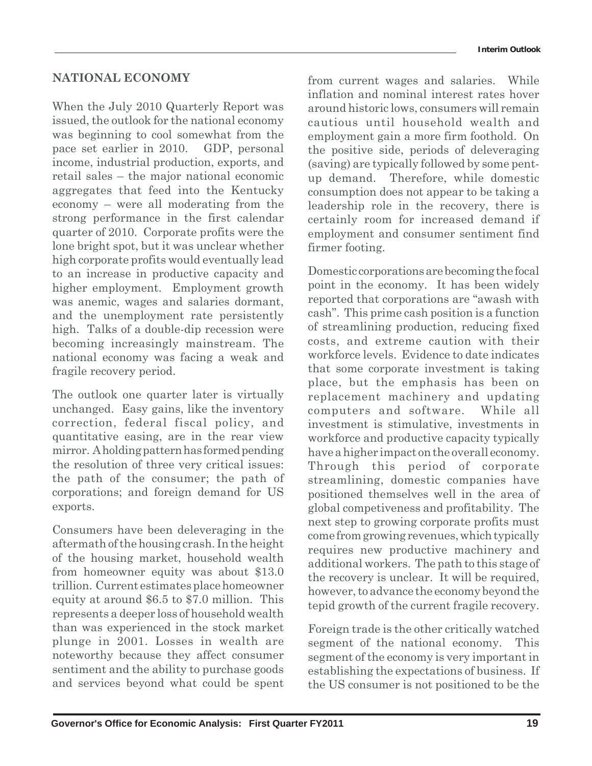## NATIONAL ECONOMY

When the July 2010 Quarterly Report was issued, the outlook for the national economy was beginning to cool somewhat from the pace set earlier in 2010. GDP, personal income, industrial production, exports, and retail sales – the major national economic aggregates that feed into the Kentucky economy – were all moderating from the strong performance in the first calendar quarter of 2010. Corporate profits were the lone bright spot, but it was unclear whether high corporate profits would eventually lead to an increase in productive capacity and higher employment. Employment growth was anemic, wages and salaries dormant, and the unemployment rate persistently high. Talks of a double-dip recession were becoming increasingly mainstream. The national economy was facing a weak and fragile recovery period.

The outlook one quarter later is virtually unchanged. Easy gains, like the inventory correction, federal fiscal policy, and quantitative easing, are in the rear view mirror. A holding pattern has formed pending the resolution of three very critical issues: the path of the consumer; the path of corporations; and foreign demand for US exports.

Consumers have been deleveraging in the aftermath of the housing crash. In the height of the housing market, household wealth from homeowner equity was about $13.0 trillion. Current estimates place homeowner equity at around $6.5 to $7.0 million. This represents a deeper loss of household wealth than was experienced in the stock market plunge in 2001. Losses in wealth are noteworthy because they affect consumer sentiment and the ability to purchase goods and services beyond what could be spent from current wages and salaries. While inflation and nominal interest rates hover around historic lows, consumers will remain cautious until household wealth and employment gain a more firm foothold. On the positive side, periods of deleveraging (saving) are typically followed by some pent-up demand. Therefore, while domestic consumption does not appear to be taking a leadership role in the recovery, there is certainly room for increased demand if employment and consumer sentiment find firmer footing.

Domestic corporations are becoming the focal point in the economy. It has been widely reported that corporations are "awash with cash". This prime cash position is a function of streamlining production, reducing fixed costs, and extreme caution with their workforce levels. Evidence to date indicates that some corporate investment is taking place, but the emphasis has been on replacement machinery and updating computers and software. While all investment is stimulative, investments in workforce and productive capacity typically have a higher impact on the overall economy. Through this period of corporate streamlining, domestic companies have positioned themselves well in the area of global competiveness and profitability. The next step to growing corporate profits must come from growing revenues, which typically requires new productive machinery and additional workers. The path to this stage of the recovery is unclear. It will be required, however, to advance the economy beyond the tepid growth of the current fragile recovery.

Foreign trade is the other critically watched segment of the national economy. This segment of the economy is very important in establishing the expectations of business. If the US consumer is not positioned to be the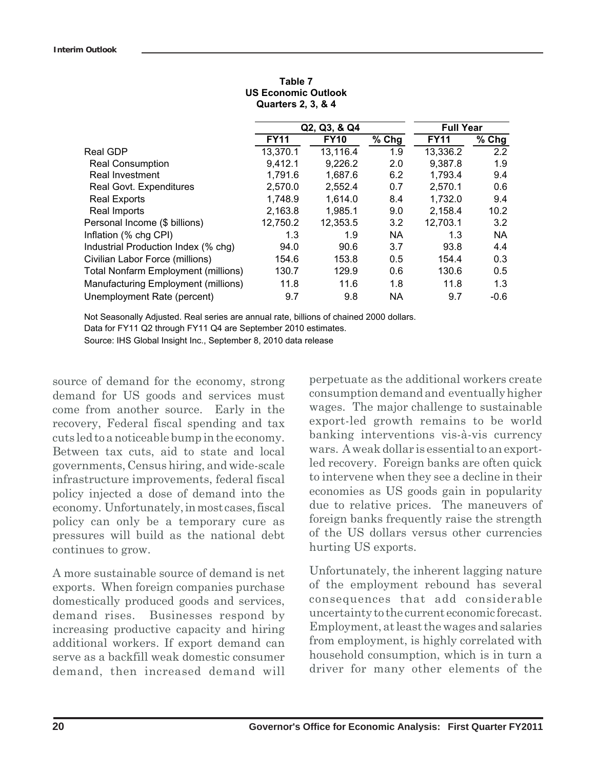**Table 7**
**US Economic Outlook**
**Quarters 2, 3, & 4**

| | Q2, Q3, & Q4 | | | Full Year | |
|---|---|---|---|---|---|
| | FY11 | FY10 | % Chg | FY11 | % Chg |
| Real GDP | 13,370.1 | 13,116.4 | 1.9 | 13,336.2 | 2.2 |
| Real Consumption | 9,412.1 | 9,226.2 | 2.0 | 9,387.8 | 1.9 |
| Real Investment | 1,791.6 | 1,687.6 | 6.2 | 1,793.4 | 9.4 |
| Real Govt. Expenditures | 2,570.0 | 2,552.4 | 0.7 | 2,570.1 | 0.6 |
| Real Exports | 1,748.9 | 1,614.0 | 8.4 | 1,732.0 | 9.4 |
| Real Imports | 2,163.8 | 1,985.1 | 9.0 | 2,158.4 | 10.2 |
| Personal Income ($ billions) | 12,750.2 | 12,353.5 | 3.2 | 12,703.1 | 3.2 |
| Inflation (% chg CPI) | 1.3 | 1.9 | NA | 1.3 | NA |
| Industrial Production Index (% chg) | 94.0 | 90.6 | 3.7 | 93.8 | 4.4 |
| Civilian Labor Force (millions) | 154.6 | 153.8 | 0.5 | 154.4 | 0.3 |
| Total Nonfarm Employment (millions) | 130.7 | 129.9 | 0.6 | 130.6 | 0.5 |
| Manufacturing Employment (millions) | 11.8 | 11.6 | 1.8 | 11.8 | 1.3 |
| Unemployment Rate (percent) | 9.7 | 9.8 | NA | 9.7 | -0.6 |

Not Seasonally Adjusted. Real series are annual rate, billions of chained 2000 dollars.
Data for FY11 Q2 through FY11 Q4 are September 2010 estimates.
Source: IHS Global Insight Inc., September 8, 2010 data release

source of demand for the economy, strong demand for US goods and services must come from another source. Early in the recovery, Federal fiscal spending and tax cuts led to a noticeable bump in the economy. Between tax cuts, aid to state and local governments, Census hiring, and wide-scale infrastructure improvements, federal fiscal policy injected a dose of demand into the economy. Unfortunately, in most cases, fiscal policy can only be a temporary cure as pressures will build as the national debt continues to grow.

A more sustainable source of demand is net exports. When foreign companies purchase domestically produced goods and services, demand rises. Businesses respond by increasing productive capacity and hiring additional workers. If export demand can serve as a backfill weak domestic consumer demand, then increased demand will perpetuate as the additional workers create consumption demand and eventually higher wages. The major challenge to sustainable export-led growth remains to be world banking interventions vis-à-vis currency wars. A weak dollar is essential to an export-led recovery. Foreign banks are often quick to intervene when they see a decline in their economies as US goods gain in popularity due to relative prices. The maneuvers of foreign banks frequently raise the strength of the US dollars versus other currencies hurting US exports.

Unfortunately, the inherent lagging nature of the employment rebound has several consequences that add considerable uncertainty to the current economic forecast. Employment, at least the wages and salaries from employment, is highly correlated with household consumption, which is in turn a driver for many other elements of the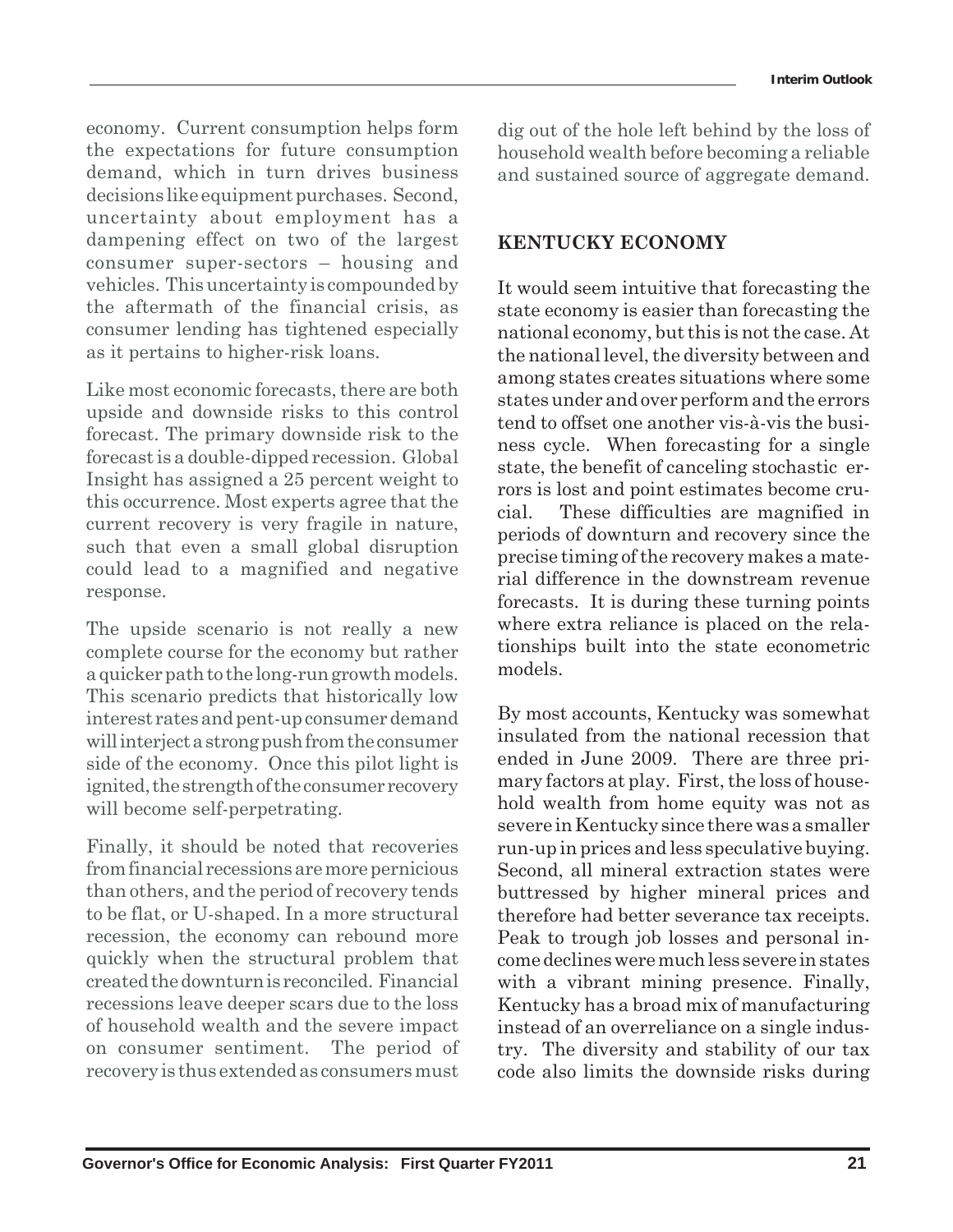economy. Current consumption helps form the expectations for future consumption demand, which in turn drives business decisions like equipment purchases. Second, uncertainty about employment has a dampening effect on two of the largest consumer super-sectors – housing and vehicles. This uncertainty is compounded by the aftermath of the financial crisis, as consumer lending has tightened especially as it pertains to higher-risk loans.

Like most economic forecasts, there are both upside and downside risks to this control forecast. The primary downside risk to the forecast is a double-dipped recession. Global Insight has assigned a 25 percent weight to this occurrence. Most experts agree that the current recovery is very fragile in nature, such that even a small global disruption could lead to a magnified and negative response.

The upside scenario is not really a new complete course for the economy but rather a quicker path to the long-run growth models. This scenario predicts that historically low interest rates and pent-up consumer demand will interject a strong push from the consumer side of the economy. Once this pilot light is ignited, the strength of the consumer recovery will become self-perpetrating.

Finally, it should be noted that recoveries from financial recessions are more pernicious than others, and the period of recovery tends to be flat, or U-shaped. In a more structural recession, the economy can rebound more quickly when the structural problem that created the downturn is reconciled. Financial recessions leave deeper scars due to the loss of household wealth and the severe impact on consumer sentiment. The period of recovery is thus extended as consumers must dig out of the hole left behind by the loss of household wealth before becoming a reliable and sustained source of aggregate demand.

## KENTUCKY ECONOMY

It would seem intuitive that forecasting the state economy is easier than forecasting the national economy, but this is not the case. At the national level, the diversity between and among states creates situations where some states under and over perform and the errors tend to offset one another vis-à-vis the business cycle. When forecasting for a single state, the benefit of canceling stochastic errors is lost and point estimates become crucial. These difficulties are magnified in periods of downturn and recovery since the precise timing of the recovery makes a material difference in the downstream revenue forecasts. It is during these turning points where extra reliance is placed on the relationships built into the state econometric models.

By most accounts, Kentucky was somewhat insulated from the national recession that ended in June 2009. There are three primary factors at play. First, the loss of household wealth from home equity was not as severe in Kentucky since there was a smaller run-up in prices and less speculative buying. Second, all mineral extraction states were buttressed by higher mineral prices and therefore had better severance tax receipts. Peak to trough job losses and personal income declines were much less severe in states with a vibrant mining presence. Finally, Kentucky has a broad mix of manufacturing instead of an overreliance on a single industry. The diversity and stability of our tax code also limits the downside risks during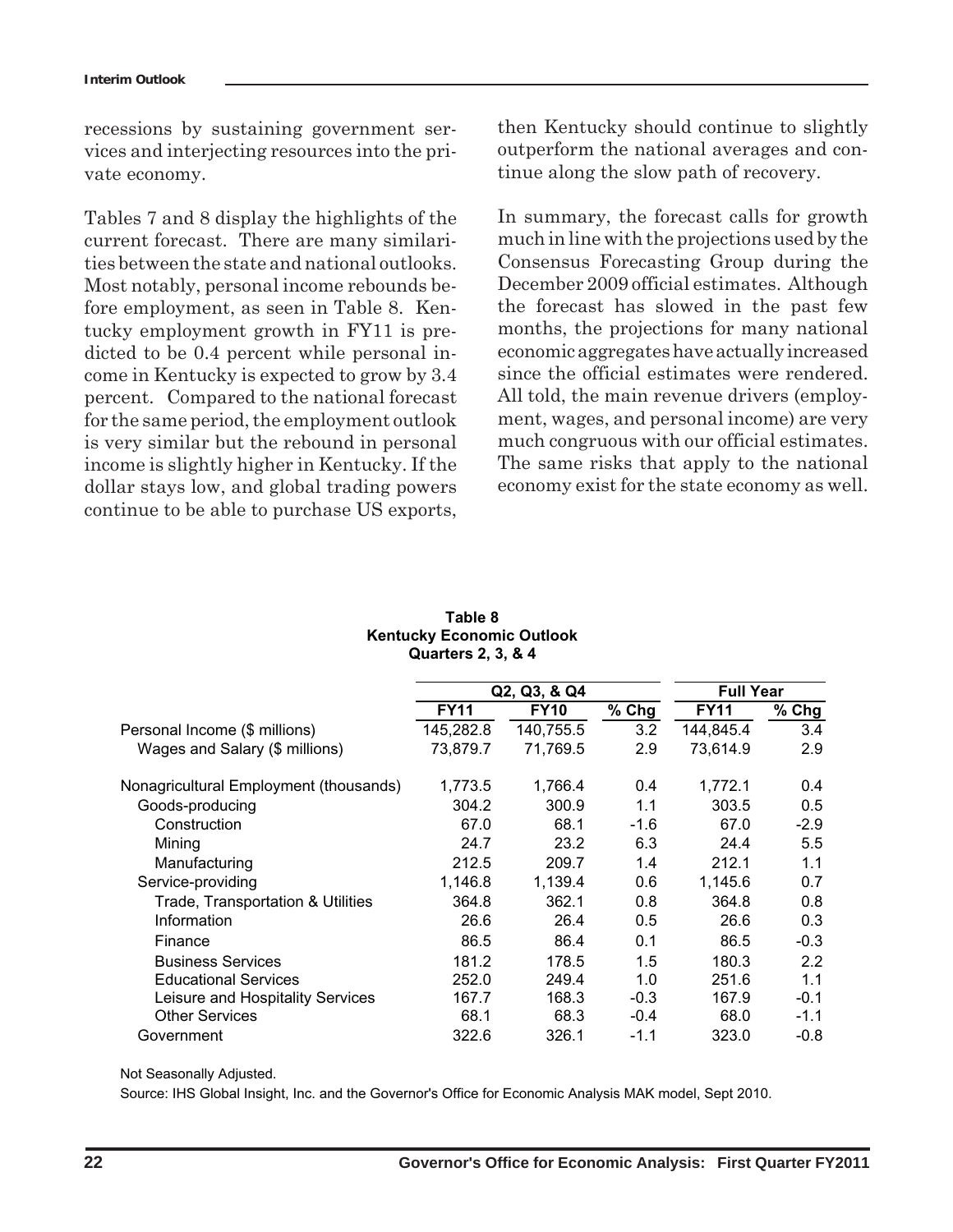recessions by sustaining government services and interjecting resources into the private economy.

Tables 7 and 8 display the highlights of the current forecast. There are many similarities between the state and national outlooks. Most notably, personal income rebounds before employment, as seen in Table 8. Kentucky employment growth in FY11 is predicted to be 0.4 percent while personal income in Kentucky is expected to grow by 3.4 percent. Compared to the national forecast for the same period, the employment outlook is very similar but the rebound in personal income is slightly higher in Kentucky. If the dollar stays low, and global trading powers continue to be able to purchase US exports, then Kentucky should continue to slightly outperform the national averages and continue along the slow path of recovery.

In summary, the forecast calls for growth much in line with the projections used by the Consensus Forecasting Group during the December 2009 official estimates. Although the forecast has slowed in the past few months, the projections for many national economic aggregates have actually increased since the official estimates were rendered. All told, the main revenue drivers (employment, wages, and personal income) are very much congruous with our official estimates. The same risks that apply to the national economy exist for the state economy as well.

**Table 8**
**Kentucky Economic Outlook**
**Quarters 2, 3, & 4**

| | Q2, Q3, & Q4 | | | Full Year | |
|---|---|---|---|---|---|
| | **FY11** | **FY10** | **% Chg** | **FY11** | **% Chg** |
| Personal Income ($ millions) | 145,282.8 | 140,755.5 | 3.2 | 144,845.4 | 3.4 |
| Wages and Salary ($ millions) | 73,879.7 | 71,769.5 | 2.9 | 73,614.9 | 2.9 |
| | | | | | |
| Nonagricultural Employment (thousands) | 1,773.5 | 1,766.4 | 0.4 | 1,772.1 | 0.4 |
| Goods-producing | 304.2 | 300.9 | 1.1 | 303.5 | 0.5 |
| Construction | 67.0 | 68.1 | -1.6 | 67.0 | -2.9 |
| Mining | 24.7 | 23.2 | 6.3 | 24.4 | 5.5 |
| Manufacturing | 212.5 | 209.7 | 1.4 | 212.1 | 1.1 |
| Service-providing | 1,146.8 | 1,139.4 | 0.6 | 1,145.6 | 0.7 |
| Trade, Transportation & Utilities | 364.8 | 362.1 | 0.8 | 364.8 | 0.8 |
| Information | 26.6 | 26.4 | 0.5 | 26.6 | 0.3 |
| Finance | 86.5 | 86.4 | 0.1 | 86.5 | -0.3 |
| Business Services | 181.2 | 178.5 | 1.5 | 180.3 | 2.2 |
| Educational Services | 252.0 | 249.4 | 1.0 | 251.6 | 1.1 |
| Leisure and Hospitality Services | 167.7 | 168.3 | -0.3 | 167.9 | -0.1 |
| Other Services | 68.1 | 68.3 | -0.4 | 68.0 | -1.1 |
| Government | 322.6 | 326.1 | -1.1 | 323.0 | -0.8 |

Not Seasonally Adjusted.

Source: IHS Global Insight, Inc. and the Governor's Office for Economic Analysis MAK model, Sept 2010.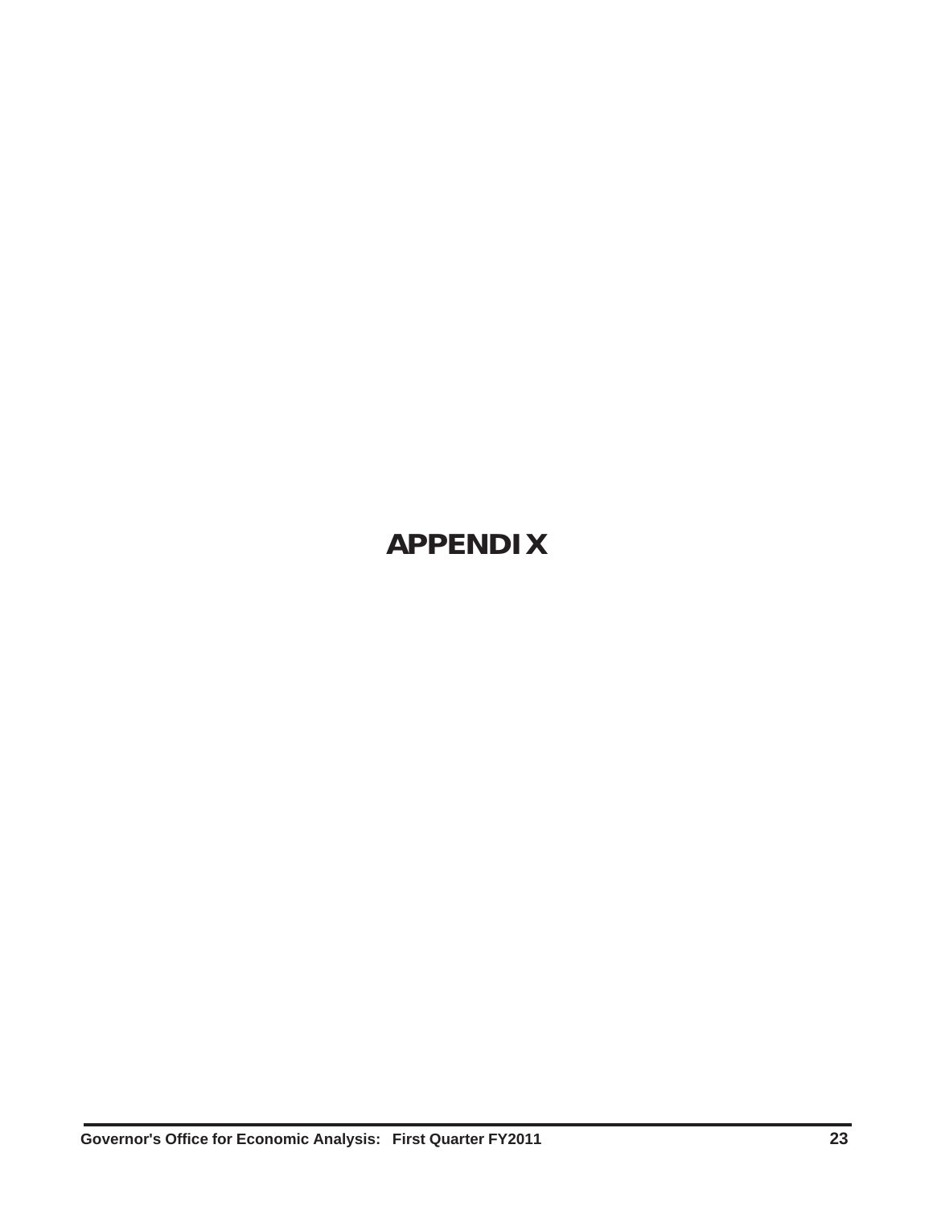# APPENDIX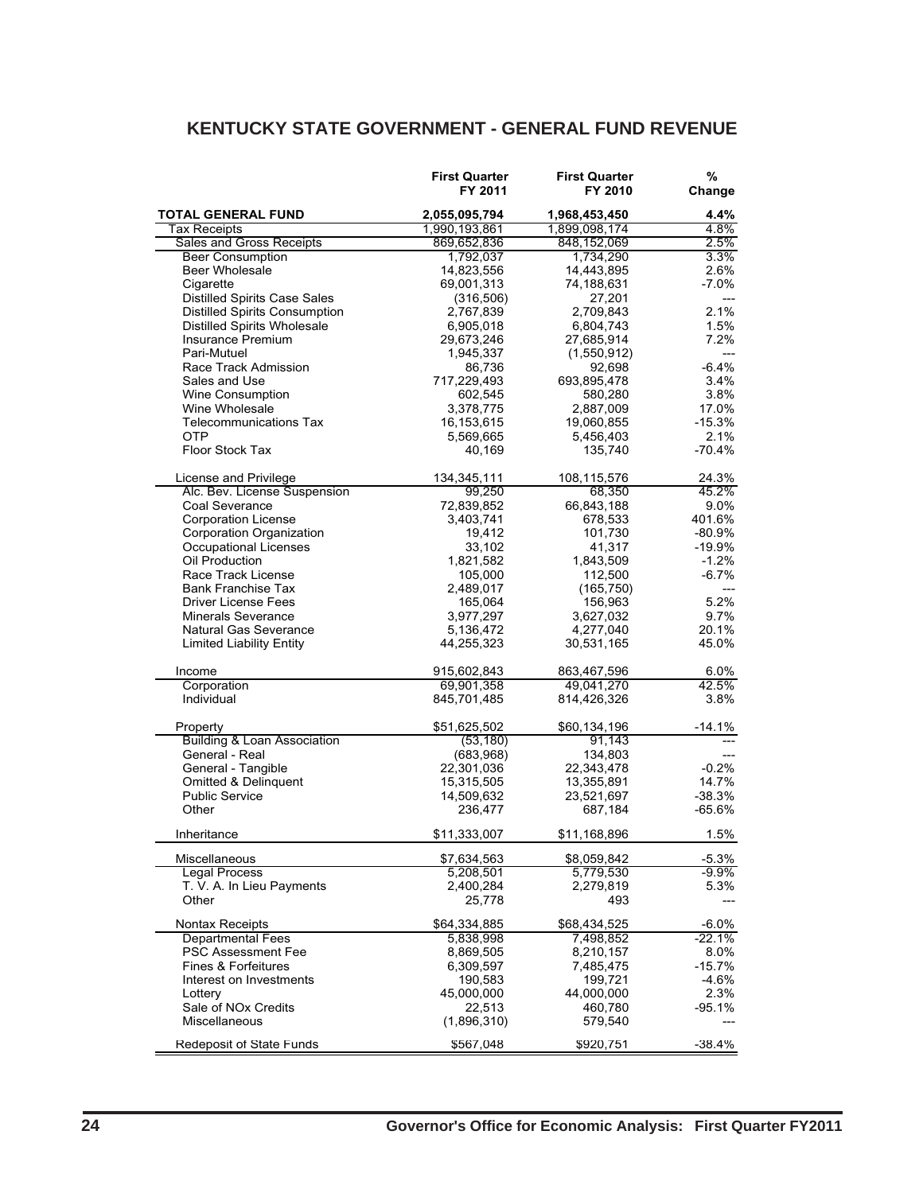## KENTUCKY STATE GOVERNMENT - GENERAL FUND REVENUE

| | First Quarter FY 2011 | First Quarter FY 2010 | % Change |
|---|---|---|---|
| **TOTAL GENERAL FUND** | **2,055,095,794** | **1,968,453,450** | **4.4%** |
| Tax Receipts | 1,990,193,861 | 1,899,098,174 | 4.8% |
| Sales and Gross Receipts | 869,652,836 | 848,152,069 | 2.5% |
| Beer Consumption | 1,792,037 | 1,734,290 | 3.3% |
| Beer Wholesale | 14,823,556 | 14,443,895 | 2.6% |
| Cigarette | 69,001,313 | 74,188,631 | -7.0% |
| Distilled Spirits Case Sales | (316,506) | 27,201 | --- |
| Distilled Spirits Consumption | 2,767,839 | 2,709,843 | 2.1% |
| Distilled Spirits Wholesale | 6,905,018 | 6,804,743 | 1.5% |
| Insurance Premium | 29,673,246 | 27,685,914 | 7.2% |
| Pari-Mutuel | 1,945,337 | (1,550,912) | --- |
| Race Track Admission | 86,736 | 92,698 | -6.4% |
| Sales and Use | 717,229,493 | 693,895,478 | 3.4% |
| Wine Consumption | 602,545 | 580,280 | 3.8% |
| Wine Wholesale | 3,378,775 | 2,887,009 | 17.0% |
| Telecommunications Tax | 16,153,615 | 19,060,855 | -15.3% |
| OTP | 5,569,665 | 5,456,403 | 2.1% |
| Floor Stock Tax | 40,169 | 135,740 | -70.4% |
| | | | |
| License and Privilege | 134,345,111 | 108,115,576 | 24.3% |
| Alc. Bev. License Suspension | 99,250 | 68,350 | 45.2% |
| Coal Severance | 72,839,852 | 66,843,188 | 9.0% |
| Corporation License | 3,403,741 | 678,533 | 401.6% |
| Corporation Organization | 19,412 | 101,730 | -80.9% |
| Occupational Licenses | 33,102 | 41,317 | -19.9% |
| Oil Production | 1,821,582 | 1,843,509 | -1.2% |
| Race Track License | 105,000 | 112,500 | -6.7% |
| Bank Franchise Tax | 2,489,017 | (165,750) | --- |
| Driver License Fees | 165,064 | 156,963 | 5.2% |
| Minerals Severance | 3,977,297 | 3,627,032 | 9.7% |
| Natural Gas Severance | 5,136,472 | 4,277,040 | 20.1% |
| Limited Liability Entity | 44,255,323 | 30,531,165 | 45.0% |
| | | | |
| Income | 915,602,843 | 863,467,596 | 6.0% |
| Corporation | 69,901,358 | 49,041,270 | 42.5% |
| Individual | 845,701,485 | 814,426,326 | 3.8% |
| | | | |
| Property | $51,625,502 | $60,134,196 | -14.1% |
| Building & Loan Association | (53,180) | 91,143 | --- |
| General - Real | (683,968) | 134,803 | --- |
| General - Tangible | 22,301,036 | 22,343,478 | -0.2% |
| Omitted & Delinquent | 15,315,505 | 13,355,891 | 14.7% |
| Public Service | 14,509,632 | 23,521,697 | -38.3% |
| Other | 236,477 | 687,184 | -65.6% |
| | | | |
| Inheritance | $11,333,007 | $11,168,896 | 1.5% |
| | | | |
| Miscellaneous | $7,634,563 | $8,059,842 | -5.3% |
| Legal Process | 5,208,501 | 5,779,530 | -9.9% |
| T. V. A. In Lieu Payments | 2,400,284 | 2,279,819 | 5.3% |
| Other | 25,778 | 493 | --- |
| | | | |
| Nontax Receipts | $64,334,885 | $68,434,525 | -6.0% |
| Departmental Fees | 5,838,998 | 7,498,852 | -22.1% |
| PSC Assessment Fee | 8,869,505 | 8,210,157 | 8.0% |
| Fines & Forfeitures | 6,309,597 | 7,485,475 | -15.7% |
| Interest on Investments | 190,583 | 199,721 | -4.6% |
| Lottery | 45,000,000 | 44,000,000 | 2.3% |
| Sale of NOx Credits | 22,513 | 460,780 | -95.1% |
| Miscellaneous | (1,896,310) | 579,540 | --- |
| | | | |
| Redeposit of State Funds | $567,048 | $920,751 | -38.4% |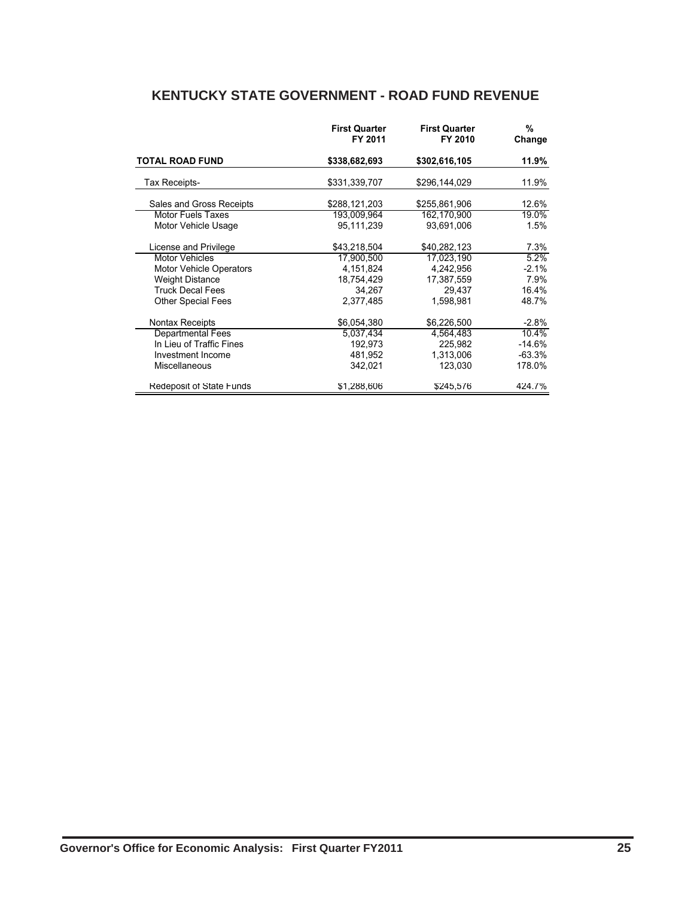## KENTUCKY STATE GOVERNMENT - ROAD FUND REVENUE

| | First Quarter FY 2011 | First Quarter FY 2010 | % Change |
|---|---|---|---|
| **TOTAL ROAD FUND** | **$338,682,693** | **$302,616,105** | **11.9%** |
| Tax Receipts- | $331,339,707 | $296,144,029 | 11.9% |
| Sales and Gross Receipts | $288,121,203 | $255,861,906 | 12.6% |
| Motor Fuels Taxes | 193,009,964 | 162,170,900 | 19.0% |
| Motor Vehicle Usage | 95,111,239 | 93,691,006 | 1.5% |
| License and Privilege | $43,218,504 | $40,282,123 | 7.3% |
| Motor Vehicles | 17,900,500 | 17,023,190 | 5.2% |
| Motor Vehicle Operators | 4,151,824 | 4,242,956 | -2.1% |
| Weight Distance | 18,754,429 | 17,387,559 | 7.9% |
| Truck Decal Fees | 34,267 | 29,437 | 16.4% |
| Other Special Fees | 2,377,485 | 1,598,981 | 48.7% |
| Nontax Receipts | $6,054,380 | $6,226,500 | -2.8% |
| Departmental Fees | 5,037,434 | 4,564,483 | 10.4% |
| In Lieu of Traffic Fines | 192,973 | 225,982 | -14.6% |
| Investment Income | 481,952 | 1,313,006 | -63.3% |
| Miscellaneous | 342,021 | 123,030 | 178.0% |
| Redeposit of State Funds | $1,288,606 | $245,576 | 424.7% |